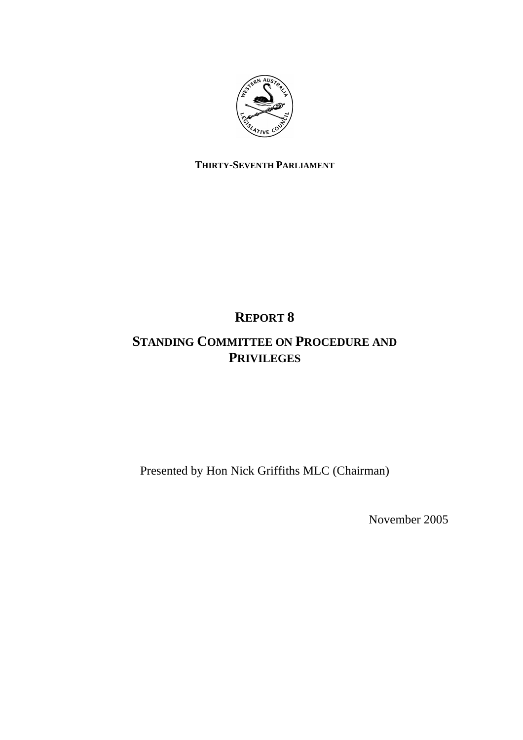**THIRTY-SEVENTH PARLIAMENT**

# REPORT 8

# STANDING COMMITTEE ON PROCEDURE AND PRIVILEGES

Presented by Hon Nick Griffiths MLC (Chairman)

November 2005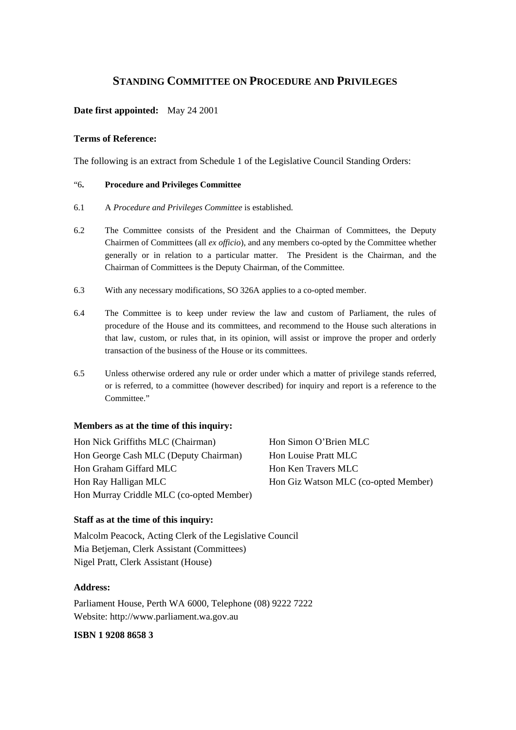# STANDING COMMITTEE ON PROCEDURE AND PRIVILEGES

**Date first appointed:** May 24 2001

**Terms of Reference:**

The following is an extract from Schedule 1 of the Legislative Council Standing Orders:

"6. **Procedure and Privileges Committee**

6.1 A *Procedure and Privileges Committee* is established.

6.2 The Committee consists of the President and the Chairman of Committees, the Deputy Chairmen of Committees (all *ex officio*), and any members co-opted by the Committee whether generally or in relation to a particular matter. The President is the Chairman, and the Chairman of Committees is the Deputy Chairman, of the Committee.

6.3 With any necessary modifications, SO 326A applies to a co-opted member.

6.4 The Committee is to keep under review the law and custom of Parliament, the rules of procedure of the House and its committees, and recommend to the House such alterations in that law, custom, or rules that, in its opinion, will assist or improve the proper and orderly transaction of the business of the House or its committees.

6.5 Unless otherwise ordered any rule or order under which a matter of privilege stands referred, or is referred, to a committee (however described) for inquiry and report is a reference to the Committee."

**Members as at the time of this inquiry:**

Hon Nick Griffiths MLC (Chairman)
Hon George Cash MLC (Deputy Chairman)
Hon Graham Giffard MLC
Hon Ray Halligan MLC
Hon Murray Criddle MLC (co-opted Member)
Hon Simon O'Brien MLC
Hon Louise Pratt MLC
Hon Ken Travers MLC
Hon Giz Watson MLC (co-opted Member)

**Staff as at the time of this inquiry:**

Malcolm Peacock, Acting Clerk of the Legislative Council
Mia Betjeman, Clerk Assistant (Committees)
Nigel Pratt, Clerk Assistant (House)

**Address:**

Parliament House, Perth WA 6000, Telephone (08) 9222 7222
Website: http://www.parliament.wa.gov.au

**ISBN 1 9208 8658 3**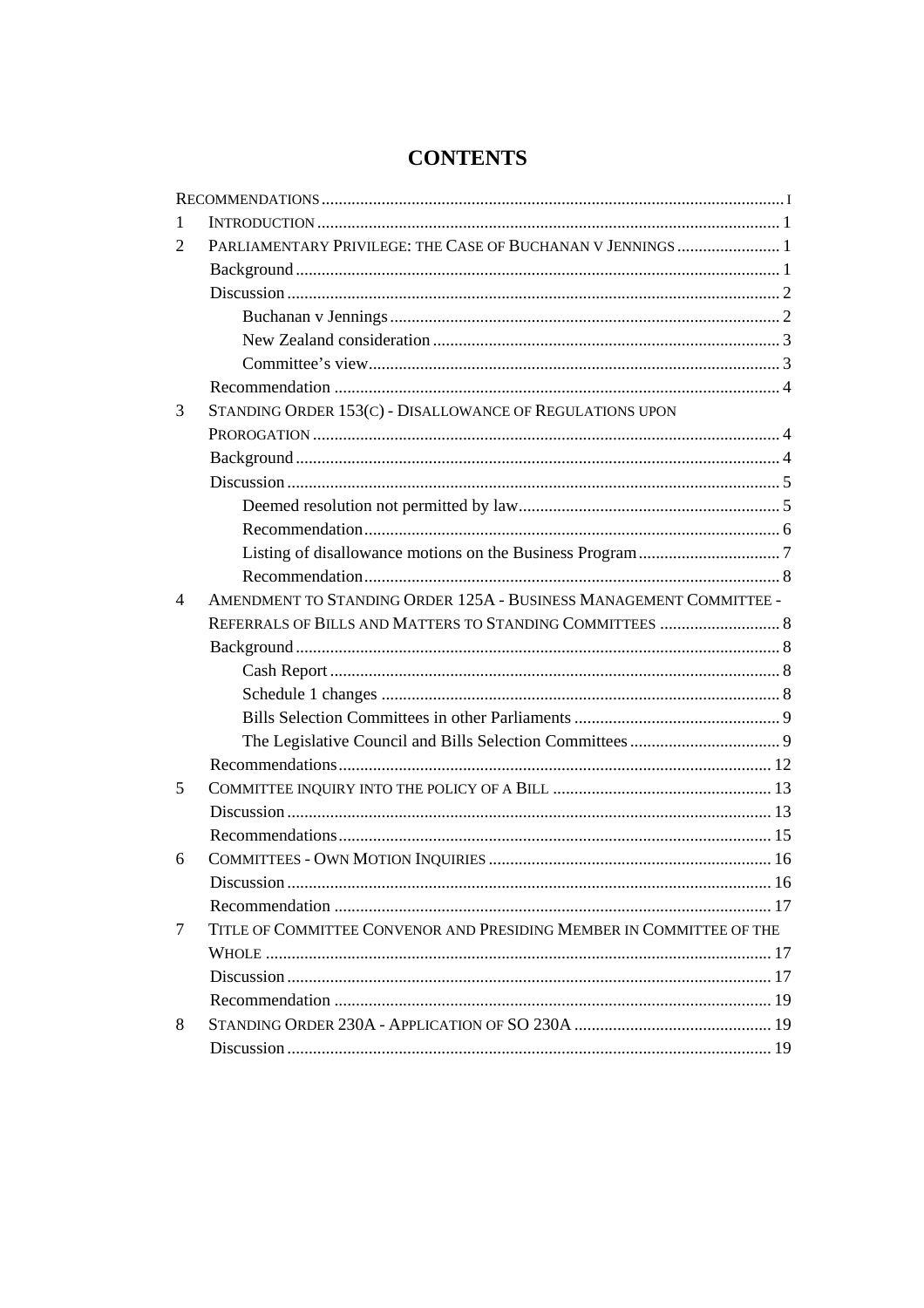# CONTENTS

RECOMMENDATIONS ..... I

1 INTRODUCTION ..... 1

2 PARLIAMENTARY PRIVILEGE: THE CASE OF BUCHANAN V JENNINGS ..... 1

- Background ..... 1
- Discussion ..... 2
  - Buchanan v Jennings ..... 2
  - New Zealand consideration ..... 3
  - Committee's view ..... 3
- Recommendation ..... 4

3 STANDING ORDER 153(C) - DISALLOWANCE OF REGULATIONS UPON PROROGATION ..... 4

- Background ..... 4
- Discussion ..... 5
  - Deemed resolution not permitted by law ..... 5
  - Recommendation ..... 6
  - Listing of disallowance motions on the Business Program ..... 7
  - Recommendation ..... 8

4 AMENDMENT TO STANDING ORDER 125A - BUSINESS MANAGEMENT COMMITTEE - REFERRALS OF BILLS AND MATTERS TO STANDING COMMITTEES ..... 8

- Background ..... 8
  - Cash Report ..... 8
  - Schedule 1 changes ..... 8
  - Bills Selection Committees in other Parliaments ..... 9
  - The Legislative Council and Bills Selection Committees ..... 9
- Recommendations ..... 12

5 COMMITTEE INQUIRY INTO THE POLICY OF A BILL ..... 13

- Discussion ..... 13
- Recommendations ..... 15

6 COMMITTEES - OWN MOTION INQUIRIES ..... 16

- Discussion ..... 16
- Recommendation ..... 17

7 TITLE OF COMMITTEE CONVENOR AND PRESIDING MEMBER IN COMMITTEE OF THE WHOLE ..... 17

- Discussion ..... 17
- Recommendation ..... 19

8 STANDING ORDER 230A - APPLICATION OF SO 230A ..... 19

- Discussion ..... 19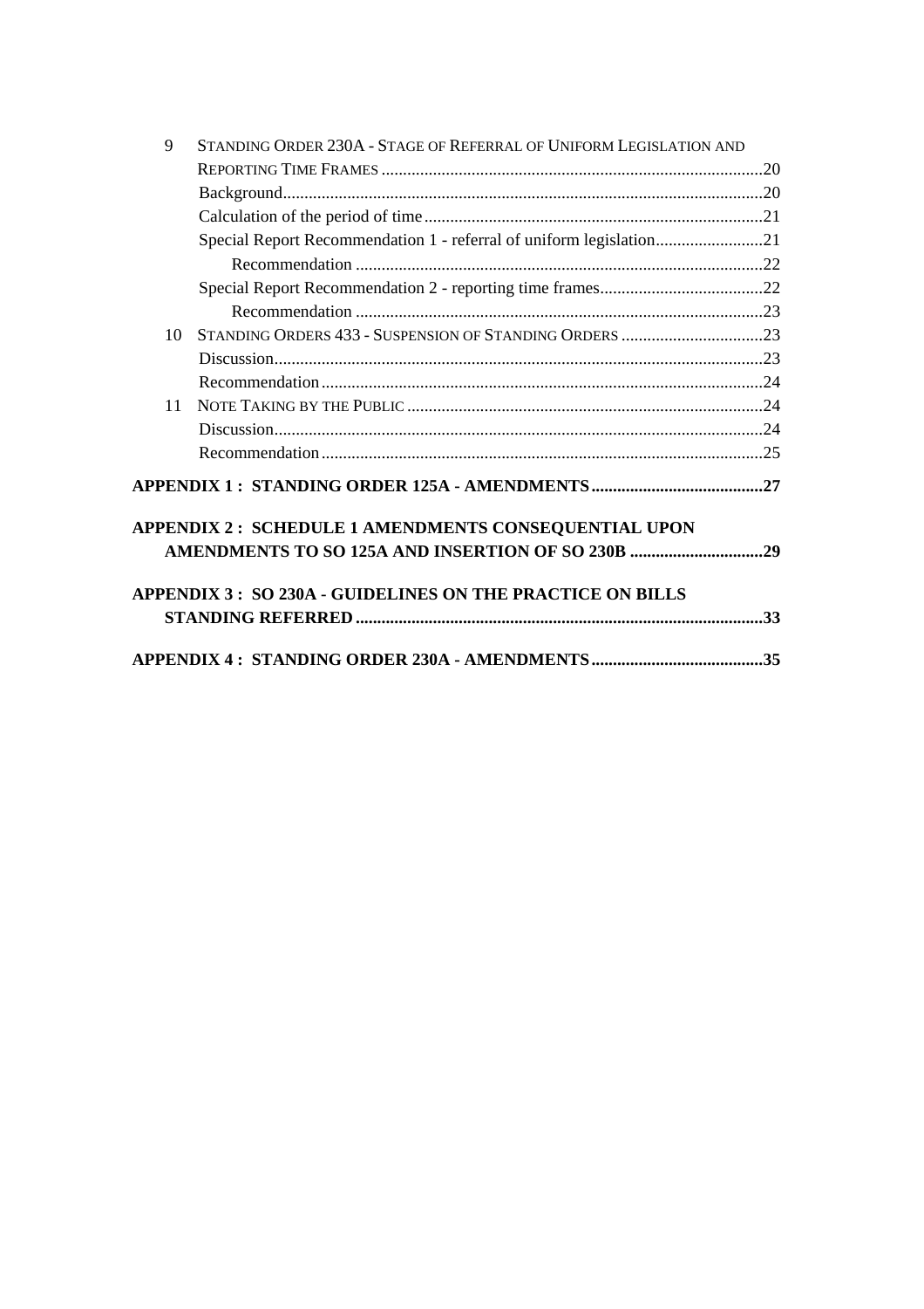9 STANDING ORDER 230A - STAGE OF REFERRAL OF UNIFORM LEGISLATION AND REPORTING TIME FRAMES ....................20

Background....................20

Calculation of the period of time....................21

Special Report Recommendation 1 - referral of uniform legislation....................21

Recommendation ....................22

Special Report Recommendation 2 - reporting time frames....................22

Recommendation ....................23

10 STANDING ORDERS 433 - SUSPENSION OF STANDING ORDERS ....................23

Discussion....................23

Recommendation....................24

11 NOTE TAKING BY THE PUBLIC ....................24

Discussion....................24

Recommendation....................25

**APPENDIX 1 : STANDING ORDER 125A - AMENDMENTS....................27**

**APPENDIX 2 : SCHEDULE 1 AMENDMENTS CONSEQUENTIAL UPON AMENDMENTS TO SO 125A AND INSERTION OF SO 230B ....................29**

**APPENDIX 3 : SO 230A - GUIDELINES ON THE PRACTICE ON BILLS STANDING REFERRED....................33**

**APPENDIX 4 : STANDING ORDER 230A - AMENDMENTS....................35**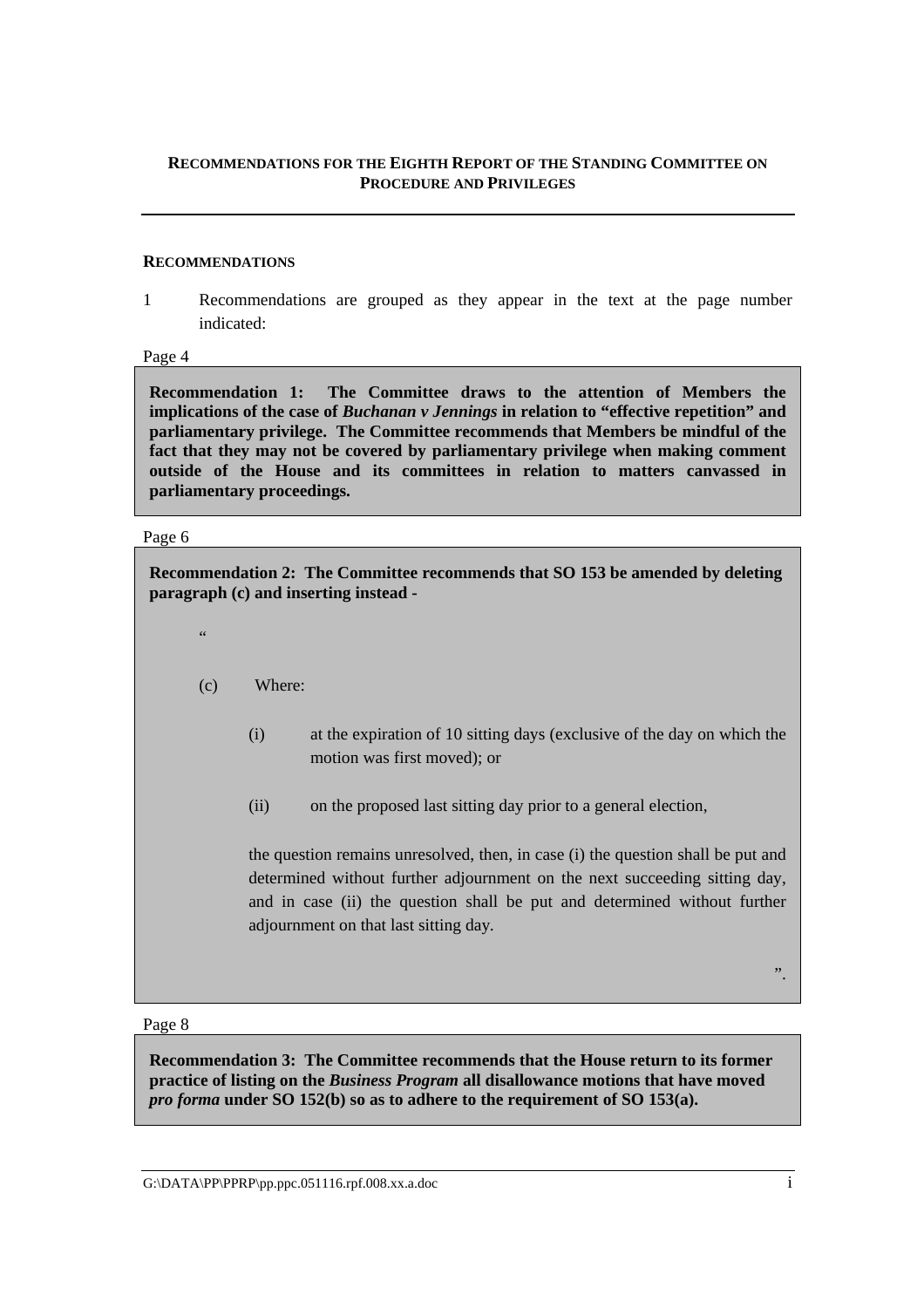### RECOMMENDATIONS FOR THE EIGHTH REPORT OF THE STANDING COMMITTEE ON PROCEDURE AND PRIVILEGES

---

#### RECOMMENDATIONS

1 Recommendations are grouped as they appear in the text at the page number indicated:

Page 4

**Recommendation 1: The Committee draws to the attention of Members the implications of the case of *Buchanan v Jennings* in relation to "effective repetition" and parliamentary privilege. The Committee recommends that Members be mindful of the fact that they may not be covered by parliamentary privilege when making comment outside of the House and its committees in relation to matters canvassed in parliamentary proceedings.**

Page 6

**Recommendation 2: The Committee recommends that SO 153 be amended by deleting paragraph (c) and inserting instead -**

"

(c) Where:

(i) at the expiration of 10 sitting days (exclusive of the day on which the motion was first moved); or

(ii) on the proposed last sitting day prior to a general election,

the question remains unresolved, then, in case (i) the question shall be put and determined without further adjournment on the next succeeding sitting day, and in case (ii) the question shall be put and determined without further adjournment on that last sitting day.

".

Page 8

**Recommendation 3: The Committee recommends that the House return to its former practice of listing on the *Business Program* all disallowance motions that have moved *pro forma* under SO 152(b) so as to adhere to the requirement of SO 153(a).**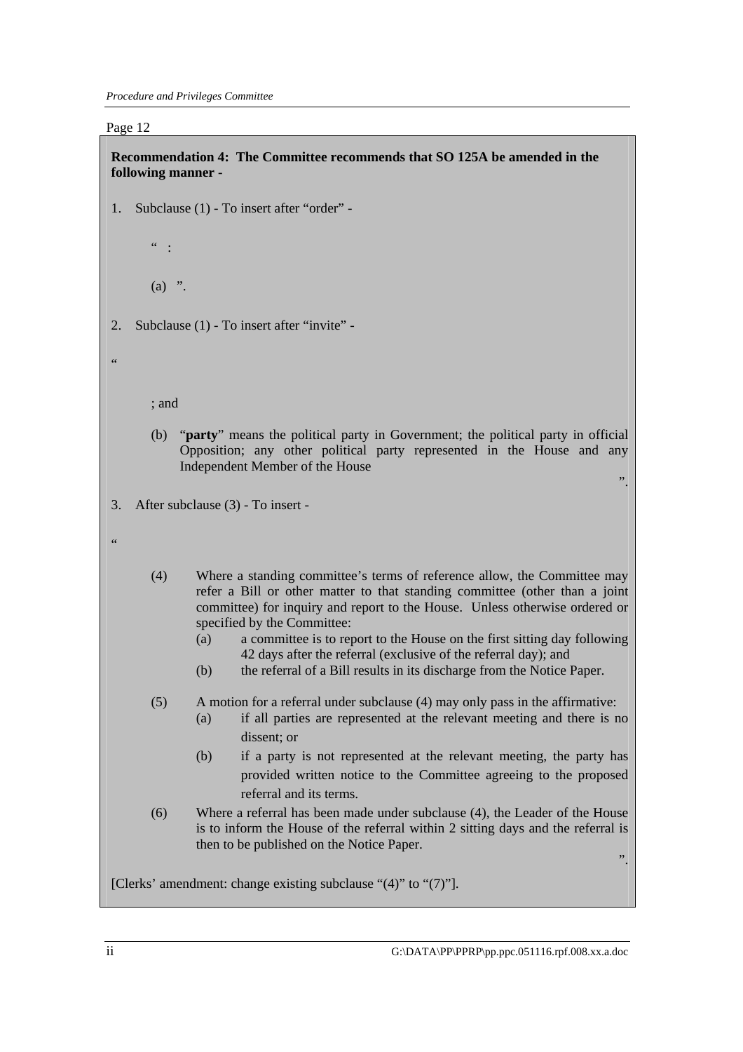Page 12

**Recommendation 4: The Committee recommends that SO 125A be amended in the following manner -**

1. Subclause (1) - To insert after "order" -

   " :

   (a) ".

2. Subclause (1) - To insert after "invite" -

"

   ; and

   (b) "**party**" means the political party in Government; the political party in official Opposition; any other political party represented in the House and any Independent Member of the House

   ".

3. After subclause (3) - To insert -

"

(4) Where a standing committee's terms of reference allow, the Committee may refer a Bill or other matter to that standing committee (other than a joint committee) for inquiry and report to the House. Unless otherwise ordered or specified by the Committee:

   (a) a committee is to report to the House on the first sitting day following 42 days after the referral (exclusive of the referral day); and
   
   (b) the referral of a Bill results in its discharge from the Notice Paper.

(5) A motion for a referral under subclause (4) may only pass in the affirmative:

   (a) if all parties are represented at the relevant meeting and there is no dissent; or
   
   (b) if a party is not represented at the relevant meeting, the party has provided written notice to the Committee agreeing to the proposed referral and its terms.

(6) Where a referral has been made under subclause (4), the Leader of the House is to inform the House of the referral within 2 sitting days and the referral is then to be published on the Notice Paper.

".

[Clerks' amendment: change existing subclause "(4)" to "(7)"].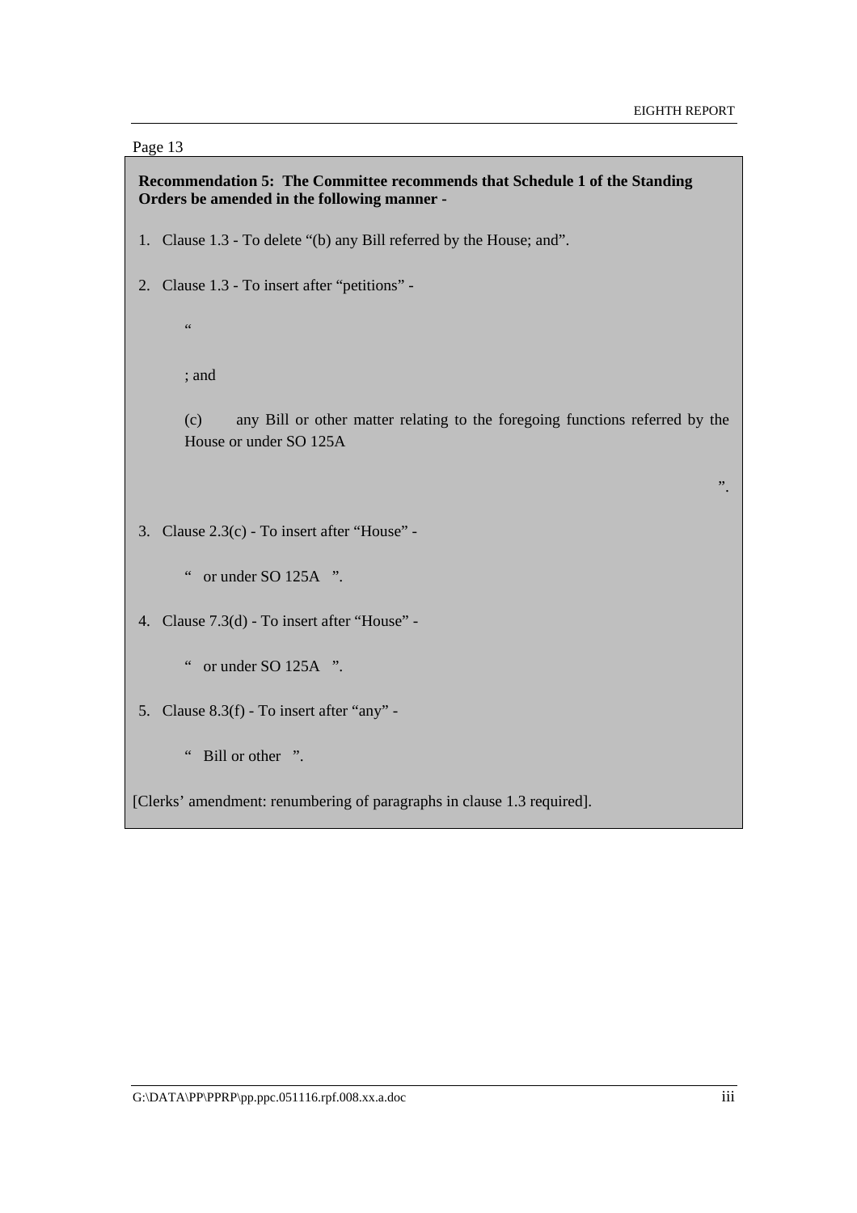Page 13

**Recommendation 5: The Committee recommends that Schedule 1 of the Standing Orders be amended in the following manner -**

1. Clause 1.3 - To delete "(b) any Bill referred by the House; and".

2. Clause 1.3 - To insert after "petitions" -

   "

   ; and

   (c) any Bill or other matter relating to the foregoing functions referred by the House or under SO 125A

   ".

3. Clause 2.3(c) - To insert after "House" -

   " or under SO 125A ".

4. Clause 7.3(d) - To insert after "House" -

   " or under SO 125A ".

5. Clause 8.3(f) - To insert after "any" -

   " Bill or other ".

[Clerks' amendment: renumbering of paragraphs in clause 1.3 required].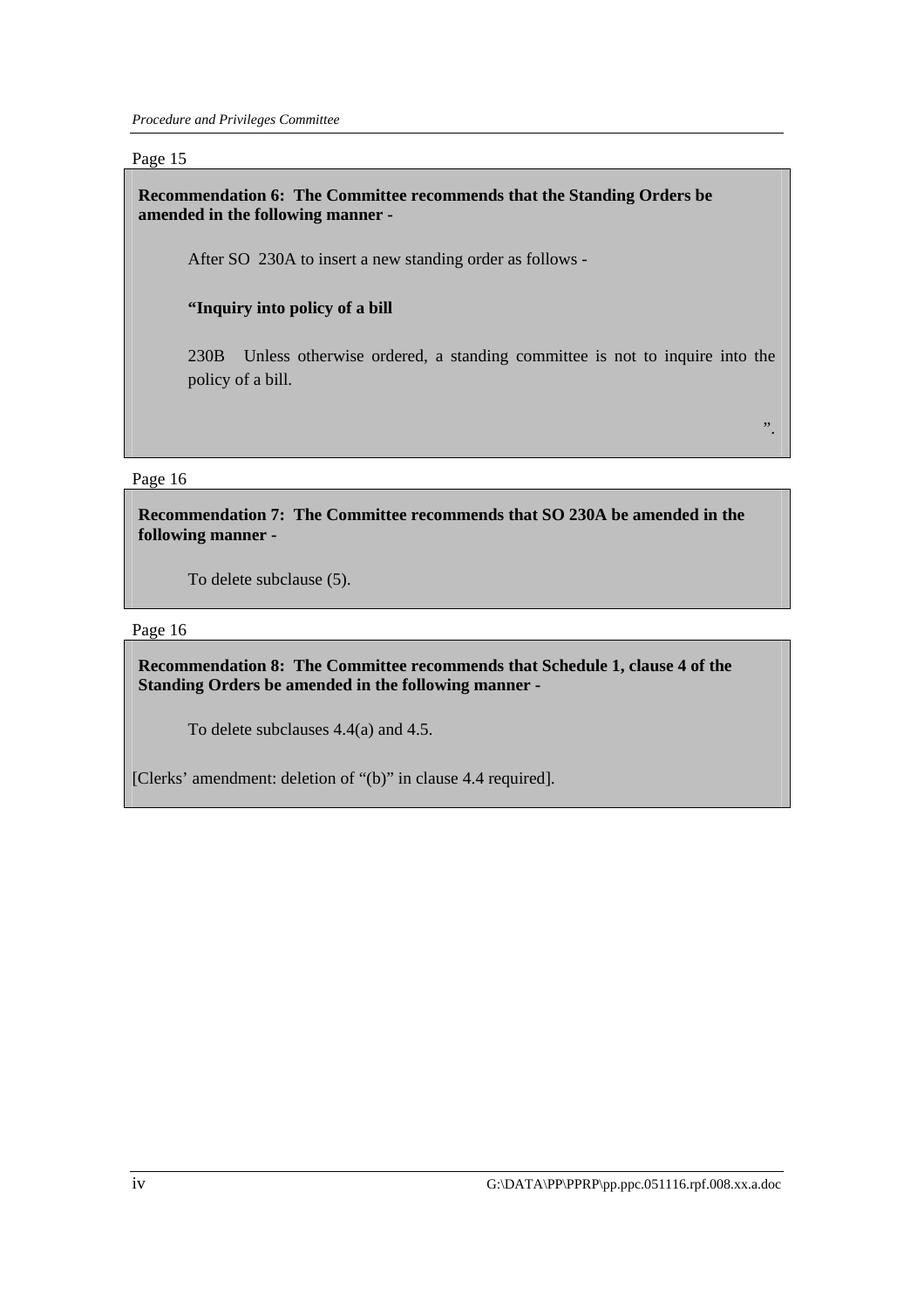Page 15

**Recommendation 6: The Committee recommends that the Standing Orders be amended in the following manner -**

After SO 230A to insert a new standing order as follows -

**"Inquiry into policy of a bill**

230B Unless otherwise ordered, a standing committee is not to inquire into the policy of a bill.

".

Page 16

**Recommendation 7: The Committee recommends that SO 230A be amended in the following manner -**

To delete subclause (5).

Page 16

**Recommendation 8: The Committee recommends that Schedule 1, clause 4 of the Standing Orders be amended in the following manner -**

To delete subclauses 4.4(a) and 4.5.

[Clerks' amendment: deletion of "(b)" in clause 4.4 required].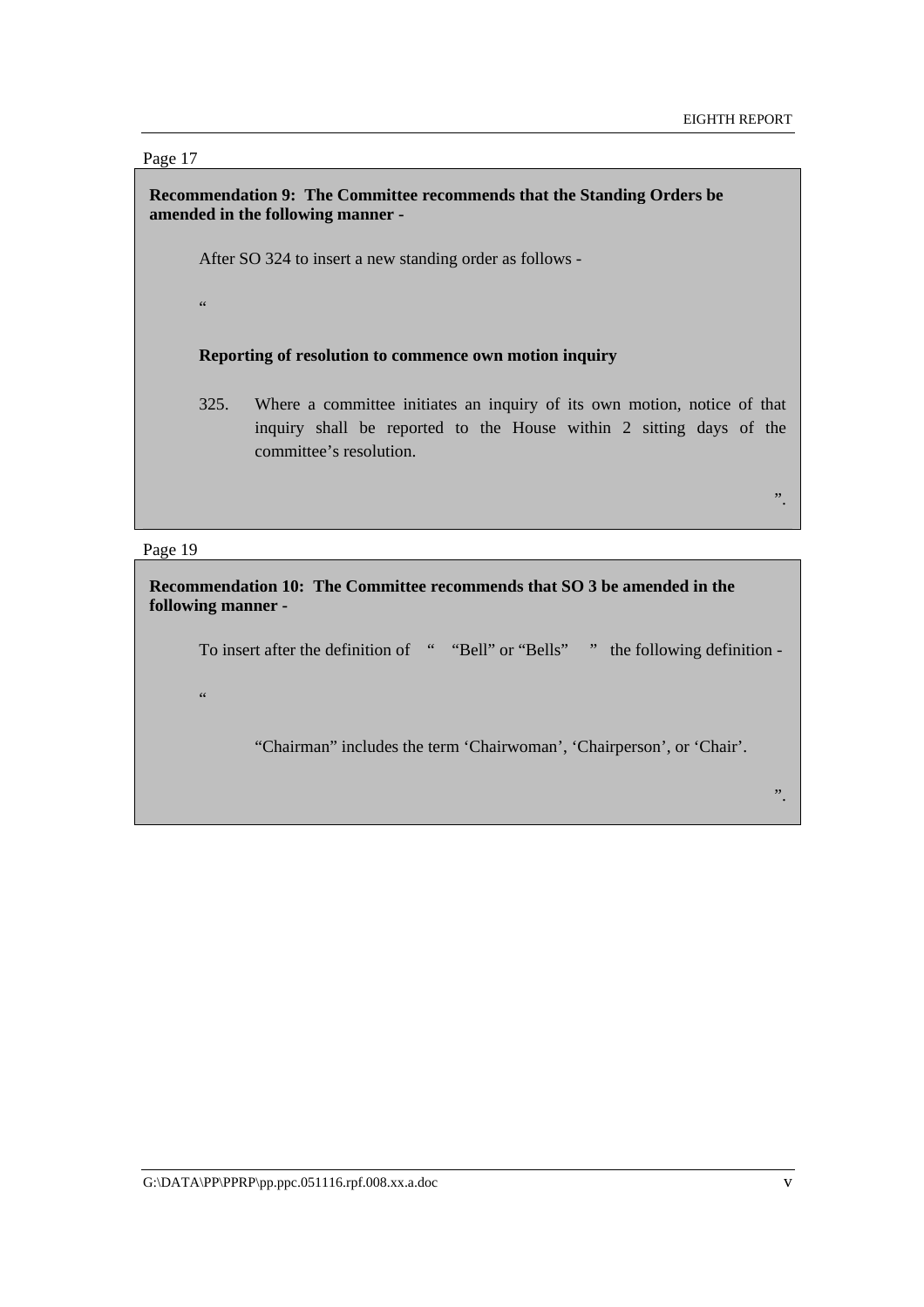Page 17

**Recommendation 9: The Committee recommends that the Standing Orders be amended in the following manner -**

After SO 324 to insert a new standing order as follows -

"

**Reporting of resolution to commence own motion inquiry**

325. Where a committee initiates an inquiry of its own motion, notice of that inquiry shall be reported to the House within 2 sitting days of the committee's resolution.

".

Page 19

**Recommendation 10: The Committee recommends that SO 3 be amended in the following manner -**

To insert after the definition of " "Bell" or "Bells" " the following definition -

"

"Chairman" includes the term 'Chairwoman', 'Chairperson', or 'Chair'.

".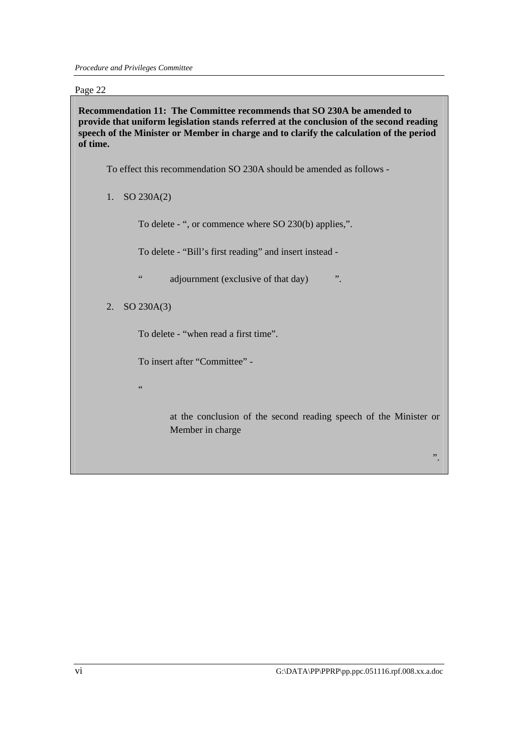Page 22

**Recommendation 11: The Committee recommends that SO 230A be amended to provide that uniform legislation stands referred at the conclusion of the second reading speech of the Minister or Member in charge and to clarify the calculation of the period of time.**

To effect this recommendation SO 230A should be amended as follows -

1. SO 230A(2)

   To delete - ", or commence where SO 230(b) applies,".

   To delete - "Bill's first reading" and insert instead -

   " adjournment (exclusive of that day) ".

2. SO 230A(3)

   To delete - "when read a first time".

   To insert after "Committee" -

   "

   at the conclusion of the second reading speech of the Minister or Member in charge

   ".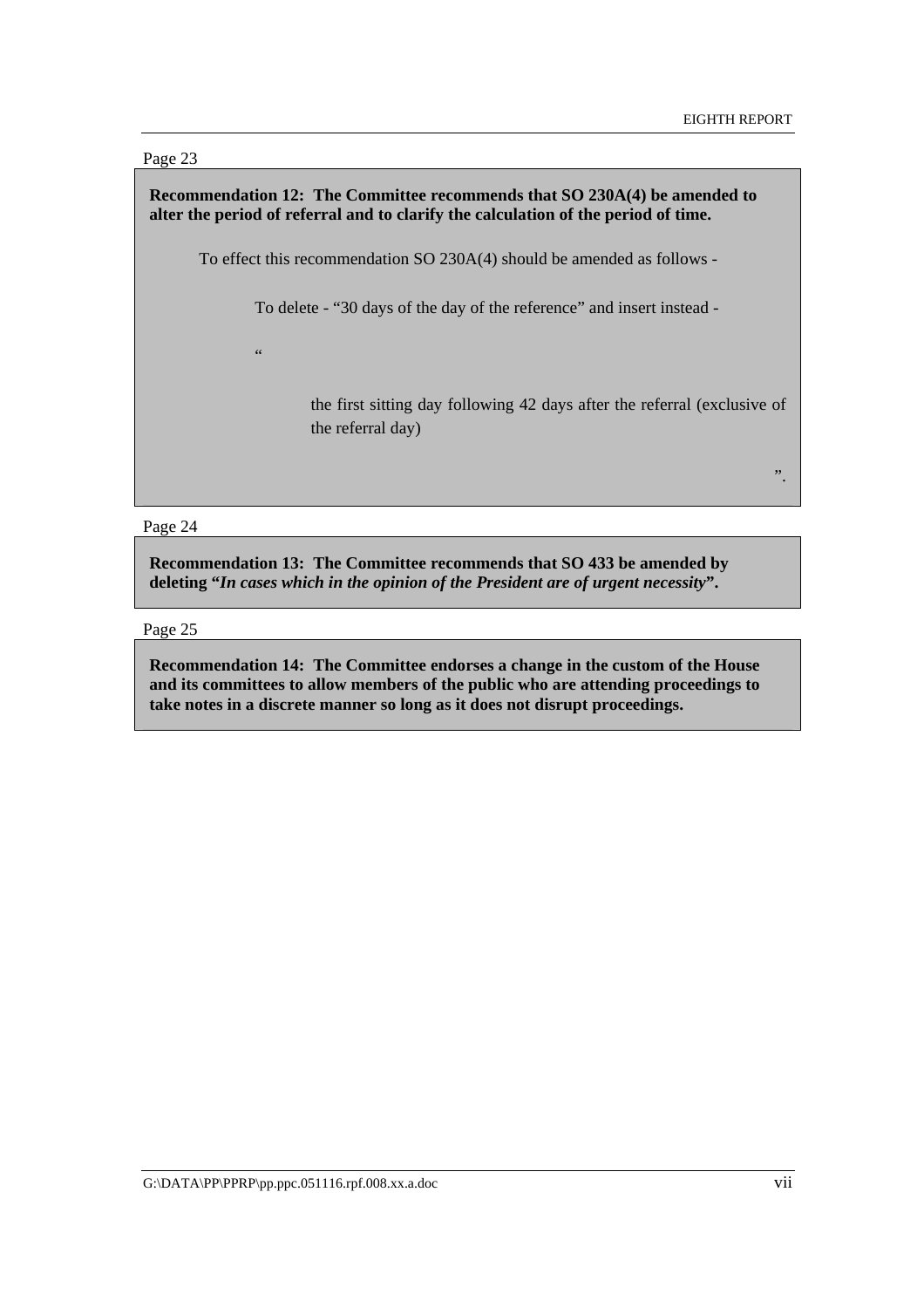Page 23

**Recommendation 12: The Committee recommends that SO 230A(4) be amended to alter the period of referral and to clarify the calculation of the period of time.**

To effect this recommendation SO 230A(4) should be amended as follows -

To delete - "30 days of the day of the reference" and insert instead -

"

the first sitting day following 42 days after the referral (exclusive of the referral day)

".

Page 24

**Recommendation 13: The Committee recommends that SO 433 be amended by deleting "*In cases which in the opinion of the President are of urgent necessity*".**

Page 25

**Recommendation 14: The Committee endorses a change in the custom of the House and its committees to allow members of the public who are attending proceedings to take notes in a discrete manner so long as it does not disrupt proceedings.**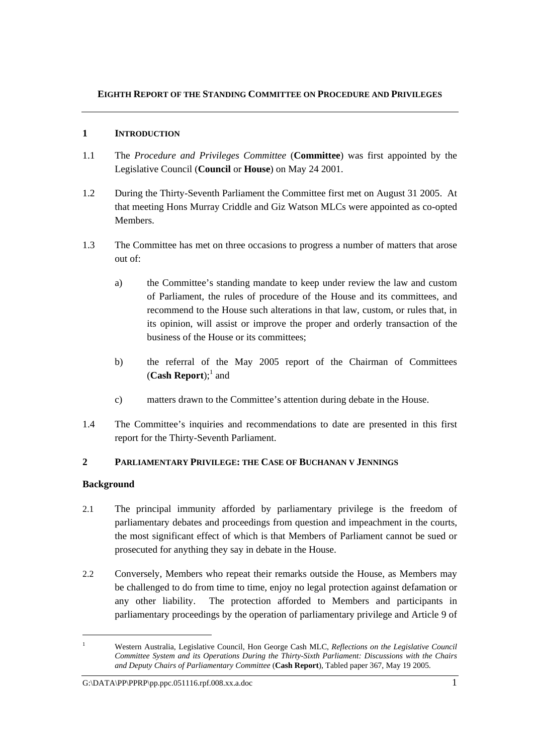**EIGHTH REPORT OF THE STANDING COMMITTEE ON PROCEDURE AND PRIVILEGES**

## 1 INTRODUCTION

1.1 The *Procedure and Privileges Committee* (**Committee**) was first appointed by the Legislative Council (**Council** or **House**) on May 24 2001.

1.2 During the Thirty-Seventh Parliament the Committee first met on August 31 2005. At that meeting Hons Murray Criddle and Giz Watson MLCs were appointed as co-opted Members.

1.3 The Committee has met on three occasions to progress a number of matters that arose out of:

a) the Committee's standing mandate to keep under review the law and custom of Parliament, the rules of procedure of the House and its committees, and recommend to the House such alterations in that law, custom, or rules that, in its opinion, will assist or improve the proper and orderly transaction of the business of the House or its committees;

b) the referral of the May 2005 report of the Chairman of Committees (**Cash Report**);[1] and

c) matters drawn to the Committee's attention during debate in the House.

1.4 The Committee's inquiries and recommendations to date are presented in this first report for the Thirty-Seventh Parliament.

## 2 PARLIAMENTARY PRIVILEGE: THE CASE OF BUCHANAN V JENNINGS

### Background

2.1 The principal immunity afforded by parliamentary privilege is the freedom of parliamentary debates and proceedings from question and impeachment in the courts, the most significant effect of which is that Members of Parliament cannot be sued or prosecuted for anything they say in debate in the House.

2.2 Conversely, Members who repeat their remarks outside the House, as Members may be challenged to do from time to time, enjoy no legal protection against defamation or any other liability. The protection afforded to Members and participants in parliamentary proceedings by the operation of parliamentary privilege and Article 9 of

---

[1] Western Australia, Legislative Council, Hon George Cash MLC, *Reflections on the Legislative Council Committee System and its Operations During the Thirty-Sixth Parliament: Discussions with the Chairs and Deputy Chairs of Parliamentary Committee* (**Cash Report**), Tabled paper 367, May 19 2005.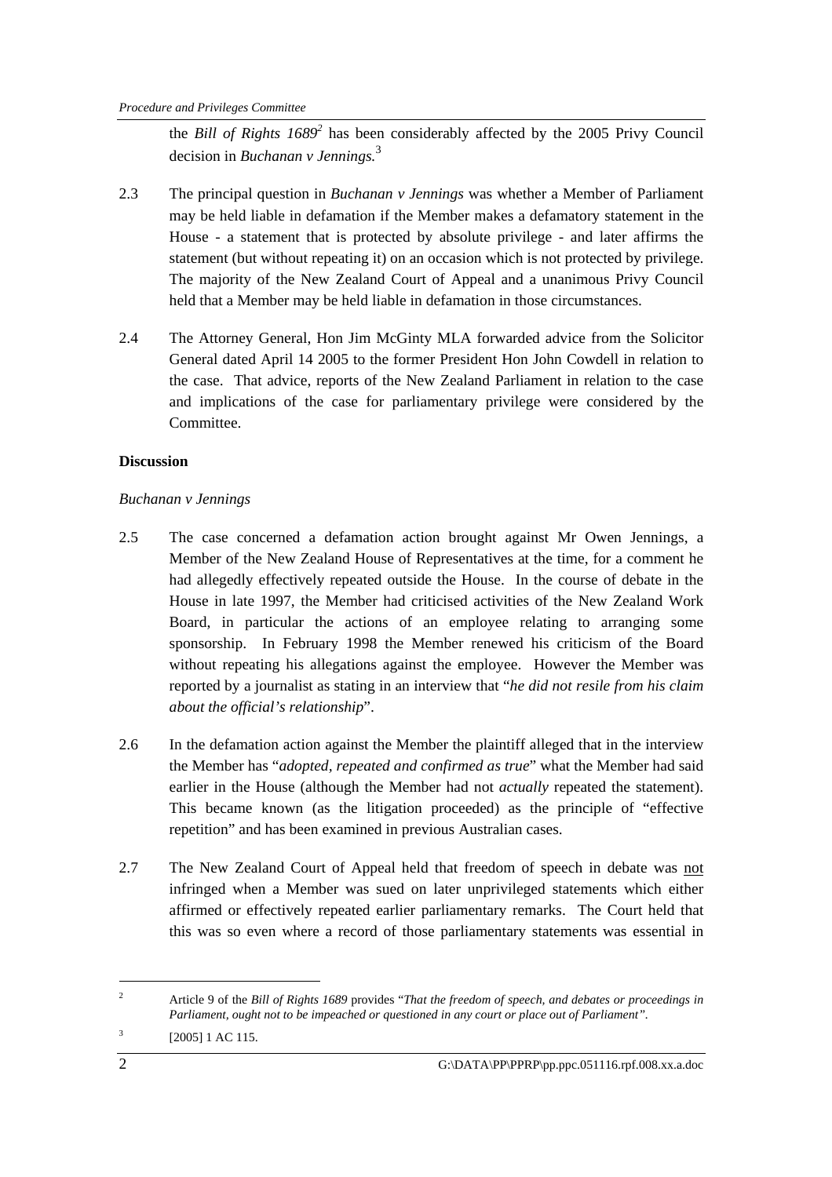the *Bill of Rights 1689*[2] has been considerably affected by the 2005 Privy Council decision in *Buchanan v Jennings.*[3]

2.3 The principal question in *Buchanan v Jennings* was whether a Member of Parliament may be held liable in defamation if the Member makes a defamatory statement in the House - a statement that is protected by absolute privilege - and later affirms the statement (but without repeating it) on an occasion which is not protected by privilege. The majority of the New Zealand Court of Appeal and a unanimous Privy Council held that a Member may be held liable in defamation in those circumstances.

2.4 The Attorney General, Hon Jim McGinty MLA forwarded advice from the Solicitor General dated April 14 2005 to the former President Hon John Cowdell in relation to the case. That advice, reports of the New Zealand Parliament in relation to the case and implications of the case for parliamentary privilege were considered by the Committee.

**Discussion**

*Buchanan v Jennings*

2.5 The case concerned a defamation action brought against Mr Owen Jennings, a Member of the New Zealand House of Representatives at the time, for a comment he had allegedly effectively repeated outside the House. In the course of debate in the House in late 1997, the Member had criticised activities of the New Zealand Work Board, in particular the actions of an employee relating to arranging some sponsorship. In February 1998 the Member renewed his criticism of the Board without repeating his allegations against the employee. However the Member was reported by a journalist as stating in an interview that "*he did not resile from his claim about the official's relationship*".

2.6 In the defamation action against the Member the plaintiff alleged that in the interview the Member has "*adopted, repeated and confirmed as true*" what the Member had said earlier in the House (although the Member had not *actually* repeated the statement). This became known (as the litigation proceeded) as the principle of "effective repetition" and has been examined in previous Australian cases.

2.7 The New Zealand Court of Appeal held that freedom of speech in debate was <u>not</u> infringed when a Member was sued on later unprivileged statements which either affirmed or effectively repeated earlier parliamentary remarks. The Court held that this was so even where a record of those parliamentary statements was essential in

---

[2] Article 9 of the *Bill of Rights 1689* provides "*That the freedom of speech, and debates or proceedings in Parliament, ought not to be impeached or questioned in any court or place out of Parliament".*

[3] [2005] 1 AC 115.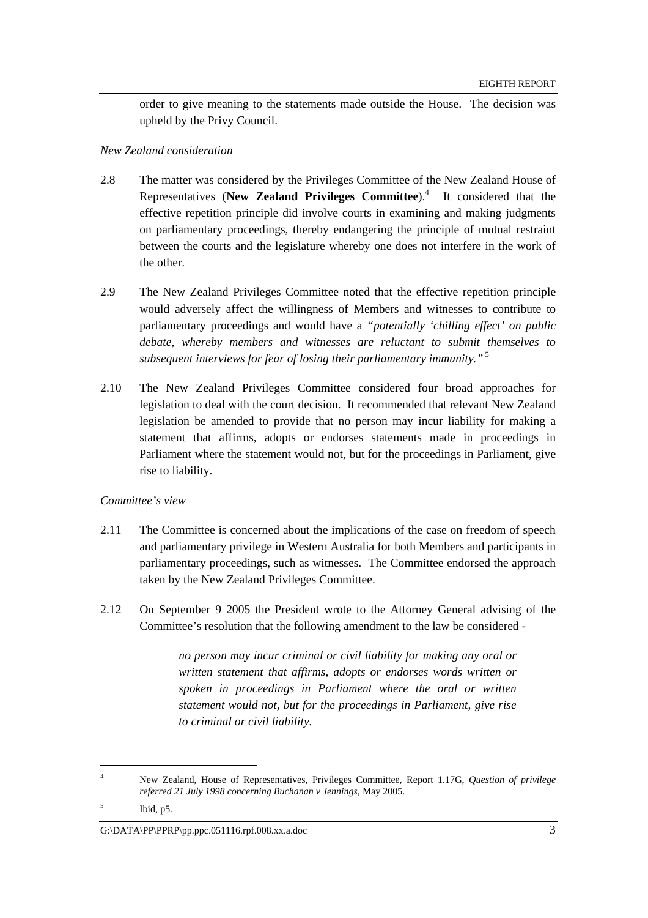order to give meaning to the statements made outside the House. The decision was upheld by the Privy Council.

*New Zealand consideration*

2.8 The matter was considered by the Privileges Committee of the New Zealand House of Representatives (**New Zealand Privileges Committee**).[4] It considered that the effective repetition principle did involve courts in examining and making judgments on parliamentary proceedings, thereby endangering the principle of mutual restraint between the courts and the legislature whereby one does not interfere in the work of the other.

2.9 The New Zealand Privileges Committee noted that the effective repetition principle would adversely affect the willingness of Members and witnesses to contribute to parliamentary proceedings and would have a *"potentially 'chilling effect' on public debate, whereby members and witnesses are reluctant to submit themselves to subsequent interviews for fear of losing their parliamentary immunity."*[5]

2.10 The New Zealand Privileges Committee considered four broad approaches for legislation to deal with the court decision. It recommended that relevant New Zealand legislation be amended to provide that no person may incur liability for making a statement that affirms, adopts or endorses statements made in proceedings in Parliament where the statement would not, but for the proceedings in Parliament, give rise to liability.

*Committee's view*

2.11 The Committee is concerned about the implications of the case on freedom of speech and parliamentary privilege in Western Australia for both Members and participants in parliamentary proceedings, such as witnesses. The Committee endorsed the approach taken by the New Zealand Privileges Committee.

2.12 On September 9 2005 the President wrote to the Attorney General advising of the Committee's resolution that the following amendment to the law be considered -

> *no person may incur criminal or civil liability for making any oral or written statement that affirms, adopts or endorses words written or spoken in proceedings in Parliament where the oral or written statement would not, but for the proceedings in Parliament, give rise to criminal or civil liability.*

---

[4] New Zealand, House of Representatives, Privileges Committee, Report 1.17G, *Question of privilege referred 21 July 1998 concerning Buchanan v Jennings*, May 2005.

[5] Ibid, p5.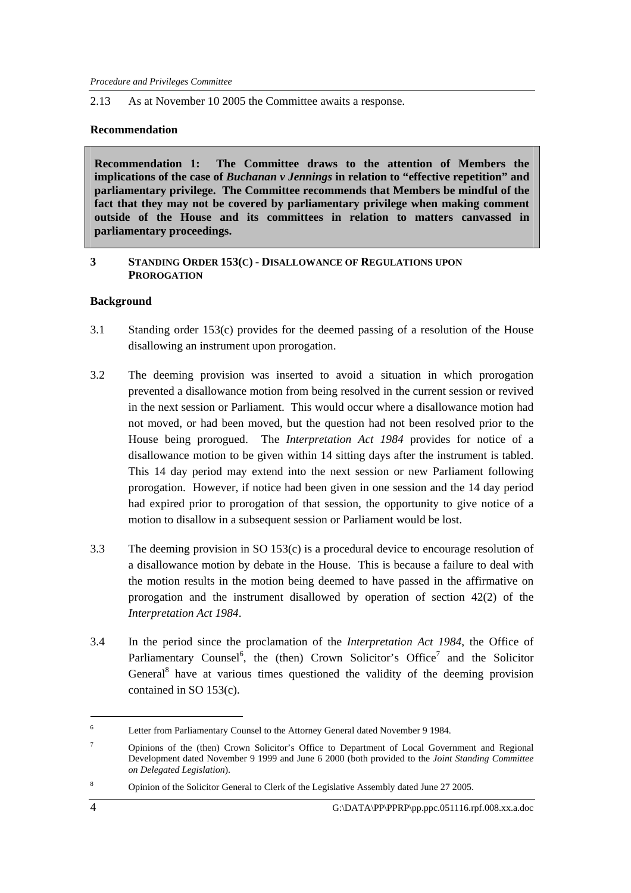2.13 As at November 10 2005 the Committee awaits a response.

**Recommendation**

**Recommendation 1: The Committee draws to the attention of Members the implications of the case of *Buchanan v Jennings* in relation to "effective repetition" and parliamentary privilege. The Committee recommends that Members be mindful of the fact that they may not be covered by parliamentary privilege when making comment outside of the House and its committees in relation to matters canvassed in parliamentary proceedings.**

## 3 STANDING ORDER 153(C) - DISALLOWANCE OF REGULATIONS UPON PROROGATION

**Background**

3.1 Standing order 153(c) provides for the deemed passing of a resolution of the House disallowing an instrument upon prorogation.

3.2 The deeming provision was inserted to avoid a situation in which prorogation prevented a disallowance motion from being resolved in the current session or revived in the next session or Parliament. This would occur where a disallowance motion had not moved, or had been moved, but the question had not been resolved prior to the House being prorogued. The *Interpretation Act 1984* provides for notice of a disallowance motion to be given within 14 sitting days after the instrument is tabled. This 14 day period may extend into the next session or new Parliament following prorogation. However, if notice had been given in one session and the 14 day period had expired prior to prorogation of that session, the opportunity to give notice of a motion to disallow in a subsequent session or Parliament would be lost.

3.3 The deeming provision in SO 153(c) is a procedural device to encourage resolution of a disallowance motion by debate in the House. This is because a failure to deal with the motion results in the motion being deemed to have passed in the affirmative on prorogation and the instrument disallowed by operation of section 42(2) of the *Interpretation Act 1984*.

3.4 In the period since the proclamation of the *Interpretation Act 1984*, the Office of Parliamentary Counsel[6], the (then) Crown Solicitor's Office[7] and the Solicitor General[8] have at various times questioned the validity of the deeming provision contained in SO 153(c).

---

[6] Letter from Parliamentary Counsel to the Attorney General dated November 9 1984.

[7] Opinions of the (then) Crown Solicitor's Office to Department of Local Government and Regional Development dated November 9 1999 and June 6 2000 (both provided to the *Joint Standing Committee on Delegated Legislation*).

[8] Opinion of the Solicitor General to Clerk of the Legislative Assembly dated June 27 2005.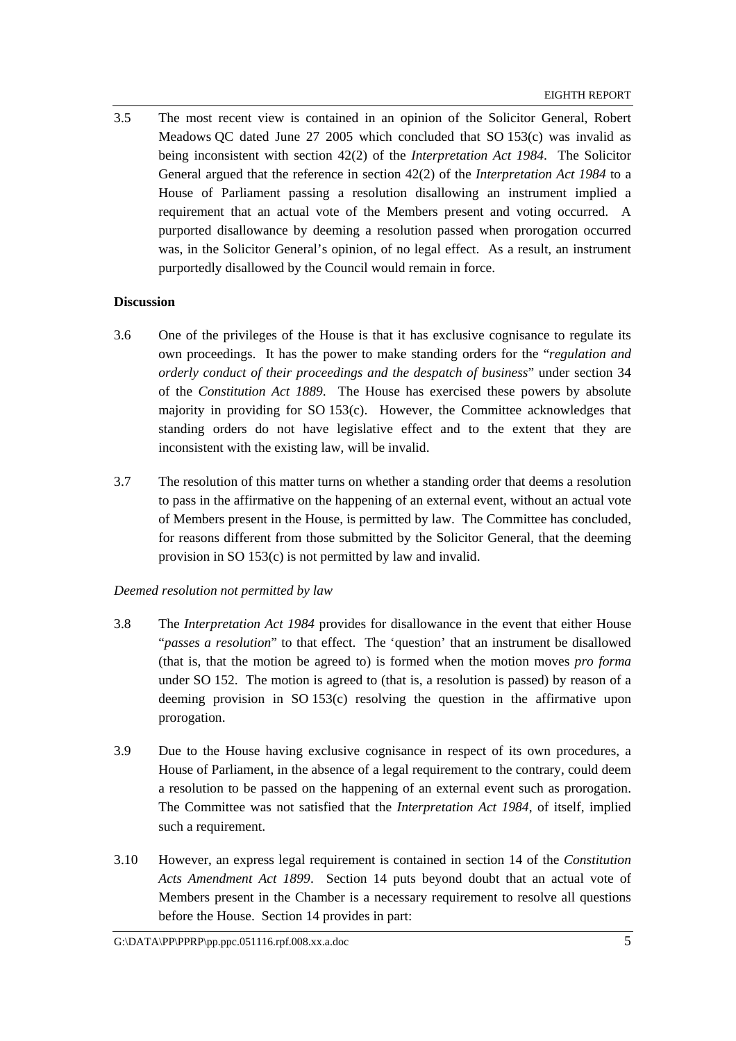3.5 The most recent view is contained in an opinion of the Solicitor General, Robert Meadows QC dated June 27 2005 which concluded that SO 153(c) was invalid as being inconsistent with section 42(2) of the *Interpretation Act 1984*. The Solicitor General argued that the reference in section 42(2) of the *Interpretation Act 1984* to a House of Parliament passing a resolution disallowing an instrument implied a requirement that an actual vote of the Members present and voting occurred. A purported disallowance by deeming a resolution passed when prorogation occurred was, in the Solicitor General's opinion, of no legal effect. As a result, an instrument purportedly disallowed by the Council would remain in force.

**Discussion**

3.6 One of the privileges of the House is that it has exclusive cognisance to regulate its own proceedings. It has the power to make standing orders for the "*regulation and orderly conduct of their proceedings and the despatch of business*" under section 34 of the *Constitution Act 1889*. The House has exercised these powers by absolute majority in providing for SO 153(c). However, the Committee acknowledges that standing orders do not have legislative effect and to the extent that they are inconsistent with the existing law, will be invalid.

3.7 The resolution of this matter turns on whether a standing order that deems a resolution to pass in the affirmative on the happening of an external event, without an actual vote of Members present in the House, is permitted by law. The Committee has concluded, for reasons different from those submitted by the Solicitor General, that the deeming provision in SO 153(c) is not permitted by law and invalid.

*Deemed resolution not permitted by law*

3.8 The *Interpretation Act 1984* provides for disallowance in the event that either House "*passes a resolution*" to that effect. The 'question' that an instrument be disallowed (that is, that the motion be agreed to) is formed when the motion moves *pro forma* under SO 152. The motion is agreed to (that is, a resolution is passed) by reason of a deeming provision in SO 153(c) resolving the question in the affirmative upon prorogation.

3.9 Due to the House having exclusive cognisance in respect of its own procedures, a House of Parliament, in the absence of a legal requirement to the contrary, could deem a resolution to be passed on the happening of an external event such as prorogation. The Committee was not satisfied that the *Interpretation Act 1984*, of itself, implied such a requirement.

3.10 However, an express legal requirement is contained in section 14 of the *Constitution Acts Amendment Act 1899*. Section 14 puts beyond doubt that an actual vote of Members present in the Chamber is a necessary requirement to resolve all questions before the House. Section 14 provides in part: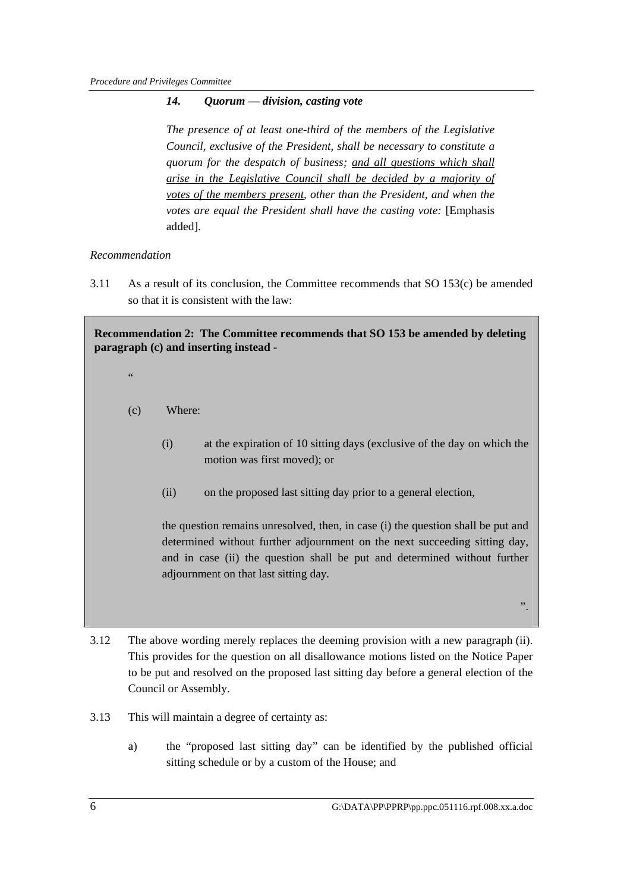*14. Quorum — division, casting vote*

*The presence of at least one-third of the members of the Legislative Council, exclusive of the President, shall be necessary to constitute a quorum for the despatch of business; <u>and all questions which shall arise in the Legislative Council shall be decided by a majority of votes of the members present</u>, other than the President, and when the votes are equal the President shall have the casting vote:* [Emphasis added].

*Recommendation*

3.11 As a result of its conclusion, the Committee recommends that SO 153(c) be amended so that it is consistent with the law:

> **Recommendation 2: The Committee recommends that SO 153 be amended by deleting paragraph (c) and inserting instead -**
>
> "
>
> (c) Where:
>
> (i) at the expiration of 10 sitting days (exclusive of the day on which the motion was first moved); or
>
> (ii) on the proposed last sitting day prior to a general election,
>
> the question remains unresolved, then, in case (i) the question shall be put and determined without further adjournment on the next succeeding sitting day, and in case (ii) the question shall be put and determined without further adjournment on that last sitting day.
>
> ".

3.12 The above wording merely replaces the deeming provision with a new paragraph (ii). This provides for the question on all disallowance motions listed on the Notice Paper to be put and resolved on the proposed last sitting day before a general election of the Council or Assembly.

3.13 This will maintain a degree of certainty as:

a) the "proposed last sitting day" can be identified by the published official sitting schedule or by a custom of the House; and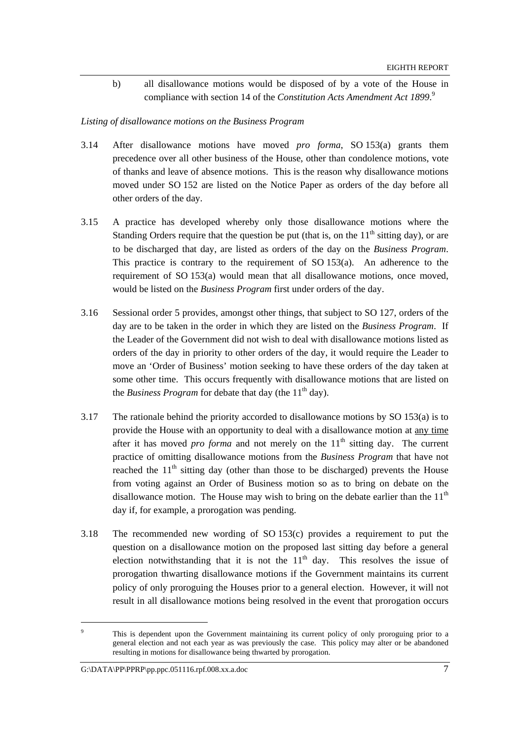b) all disallowance motions would be disposed of by a vote of the House in compliance with section 14 of the *Constitution Acts Amendment Act 1899*.[9]

*Listing of disallowance motions on the Business Program*

3.14 After disallowance motions have moved *pro forma*, SO 153(a) grants them precedence over all other business of the House, other than condolence motions, vote of thanks and leave of absence motions. This is the reason why disallowance motions moved under SO 152 are listed on the Notice Paper as orders of the day before all other orders of the day.

3.15 A practice has developed whereby only those disallowance motions where the Standing Orders require that the question be put (that is, on the 11th sitting day), or are to be discharged that day, are listed as orders of the day on the *Business Program*. This practice is contrary to the requirement of SO 153(a). An adherence to the requirement of SO 153(a) would mean that all disallowance motions, once moved, would be listed on the *Business Program* first under orders of the day.

3.16 Sessional order 5 provides, amongst other things, that subject to SO 127, orders of the day are to be taken in the order in which they are listed on the *Business Program*. If the Leader of the Government did not wish to deal with disallowance motions listed as orders of the day in priority to other orders of the day, it would require the Leader to move an 'Order of Business' motion seeking to have these orders of the day taken at some other time. This occurs frequently with disallowance motions that are listed on the *Business Program* for debate that day (the 11th day).

3.17 The rationale behind the priority accorded to disallowance motions by SO 153(a) is to provide the House with an opportunity to deal with a disallowance motion at any time after it has moved *pro forma* and not merely on the 11th sitting day. The current practice of omitting disallowance motions from the *Business Program* that have not reached the 11th sitting day (other than those to be discharged) prevents the House from voting against an Order of Business motion so as to bring on debate on the disallowance motion. The House may wish to bring on the debate earlier than the 11th day if, for example, a prorogation was pending.

3.18 The recommended new wording of SO 153(c) provides a requirement to put the question on a disallowance motion on the proposed last sitting day before a general election notwithstanding that it is not the 11th day. This resolves the issue of prorogation thwarting disallowance motions if the Government maintains its current policy of only proroguing the Houses prior to a general election. However, it will not result in all disallowance motions being resolved in the event that prorogation occurs

---

[9] This is dependent upon the Government maintaining its current policy of only proroguing prior to a general election and not each year as was previously the case. This policy may alter or be abandoned resulting in motions for disallowance being thwarted by prorogation.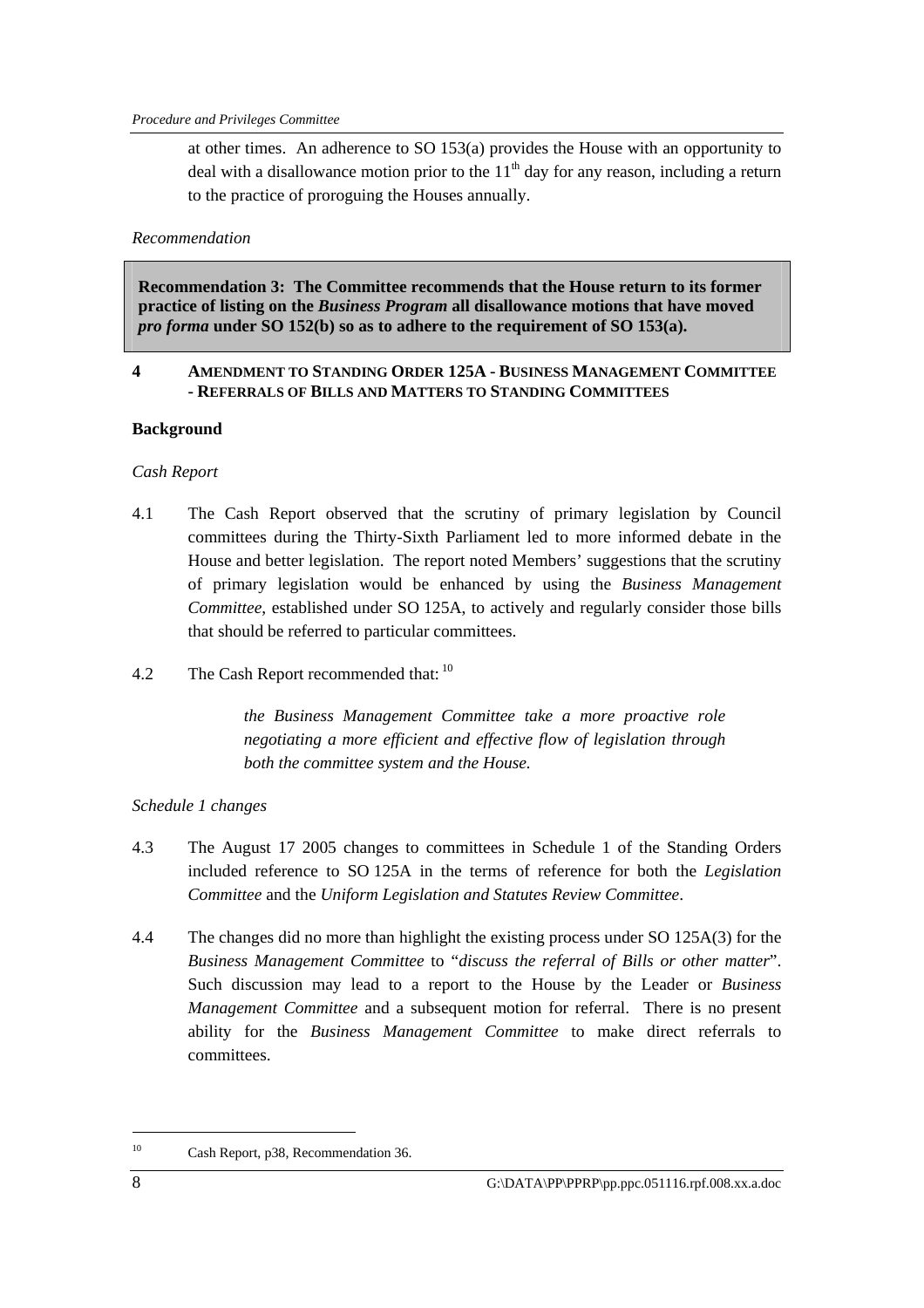at other times. An adherence to SO 153(a) provides the House with an opportunity to deal with a disallowance motion prior to the 11th day for any reason, including a return to the practice of proroguing the Houses annually.

*Recommendation*

> **Recommendation 3: The Committee recommends that the House return to its former practice of listing on the *Business Program* all disallowance motions that have moved *pro forma* under SO 152(b) so as to adhere to the requirement of SO 153(a).**

## 4 AMENDMENT TO STANDING ORDER 125A - BUSINESS MANAGEMENT COMMITTEE - REFERRALS OF BILLS AND MATTERS TO STANDING COMMITTEES

### Background

*Cash Report*

4.1 The Cash Report observed that the scrutiny of primary legislation by Council committees during the Thirty-Sixth Parliament led to more informed debate in the House and better legislation. The report noted Members' suggestions that the scrutiny of primary legislation would be enhanced by using the *Business Management Committee*, established under SO 125A, to actively and regularly consider those bills that should be referred to particular committees.

4.2 The Cash Report recommended that: [10]

> *the Business Management Committee take a more proactive role negotiating a more efficient and effective flow of legislation through both the committee system and the House.*

*Schedule 1 changes*

4.3 The August 17 2005 changes to committees in Schedule 1 of the Standing Orders included reference to SO 125A in the terms of reference for both the *Legislation Committee* and the *Uniform Legislation and Statutes Review Committee*.

4.4 The changes did no more than highlight the existing process under SO 125A(3) for the *Business Management Committee* to "*discuss the referral of Bills or other matter*". Such discussion may lead to a report to the House by the Leader or *Business Management Committee* and a subsequent motion for referral. There is no present ability for the *Business Management Committee* to make direct referrals to committees.

---

[10] Cash Report, p38, Recommendation 36.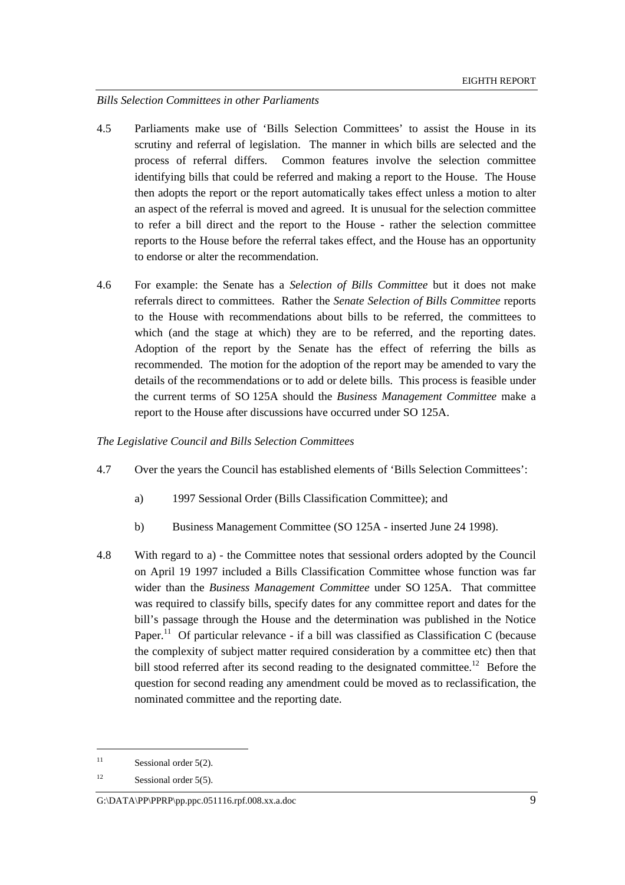*Bills Selection Committees in other Parliaments*

4.5 Parliaments make use of 'Bills Selection Committees' to assist the House in its scrutiny and referral of legislation. The manner in which bills are selected and the process of referral differs. Common features involve the selection committee identifying bills that could be referred and making a report to the House. The House then adopts the report or the report automatically takes effect unless a motion to alter an aspect of the referral is moved and agreed. It is unusual for the selection committee to refer a bill direct and the report to the House - rather the selection committee reports to the House before the referral takes effect, and the House has an opportunity to endorse or alter the recommendation.

4.6 For example: the Senate has a *Selection of Bills Committee* but it does not make referrals direct to committees. Rather the *Senate Selection of Bills Committee* reports to the House with recommendations about bills to be referred, the committees to which (and the stage at which) they are to be referred, and the reporting dates. Adoption of the report by the Senate has the effect of referring the bills as recommended. The motion for the adoption of the report may be amended to vary the details of the recommendations or to add or delete bills. This process is feasible under the current terms of SO 125A should the *Business Management Committee* make a report to the House after discussions have occurred under SO 125A.

*The Legislative Council and Bills Selection Committees*

4.7 Over the years the Council has established elements of 'Bills Selection Committees':

a) 1997 Sessional Order (Bills Classification Committee); and

b) Business Management Committee (SO 125A - inserted June 24 1998).

4.8 With regard to a) - the Committee notes that sessional orders adopted by the Council on April 19 1997 included a Bills Classification Committee whose function was far wider than the *Business Management Committee* under SO 125A. That committee was required to classify bills, specify dates for any committee report and dates for the bill's passage through the House and the determination was published in the Notice Paper.[11] Of particular relevance - if a bill was classified as Classification C (because the complexity of subject matter required consideration by a committee etc) then that bill stood referred after its second reading to the designated committee.[12] Before the question for second reading any amendment could be moved as to reclassification, the nominated committee and the reporting date.

---

[11] Sessional order 5(2).

[12] Sessional order 5(5).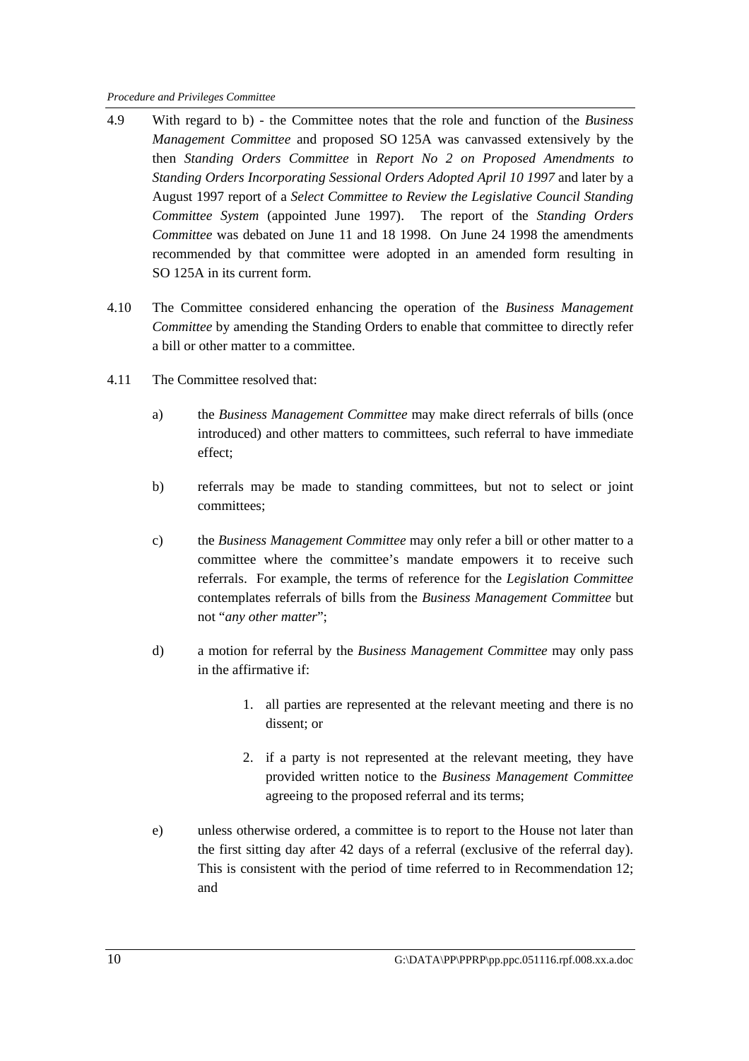4.9 With regard to b) - the Committee notes that the role and function of the *Business Management Committee* and proposed SO 125A was canvassed extensively by the then *Standing Orders Committee* in *Report No 2 on Proposed Amendments to Standing Orders Incorporating Sessional Orders Adopted April 10 1997* and later by a August 1997 report of a *Select Committee to Review the Legislative Council Standing Committee System* (appointed June 1997). The report of the *Standing Orders Committee* was debated on June 11 and 18 1998. On June 24 1998 the amendments recommended by that committee were adopted in an amended form resulting in SO 125A in its current form.

4.10 The Committee considered enhancing the operation of the *Business Management Committee* by amending the Standing Orders to enable that committee to directly refer a bill or other matter to a committee.

4.11 The Committee resolved that:

a) the *Business Management Committee* may make direct referrals of bills (once introduced) and other matters to committees, such referral to have immediate effect;

b) referrals may be made to standing committees, but not to select or joint committees;

c) the *Business Management Committee* may only refer a bill or other matter to a committee where the committee's mandate empowers it to receive such referrals. For example, the terms of reference for the *Legislation Committee* contemplates referrals of bills from the *Business Management Committee* but not "*any other matter*";

d) a motion for referral by the *Business Management Committee* may only pass in the affirmative if:

   1. all parties are represented at the relevant meeting and there is no dissent; or

   2. if a party is not represented at the relevant meeting, they have provided written notice to the *Business Management Committee* agreeing to the proposed referral and its terms;

e) unless otherwise ordered, a committee is to report to the House not later than the first sitting day after 42 days of a referral (exclusive of the referral day). This is consistent with the period of time referred to in Recommendation 12; and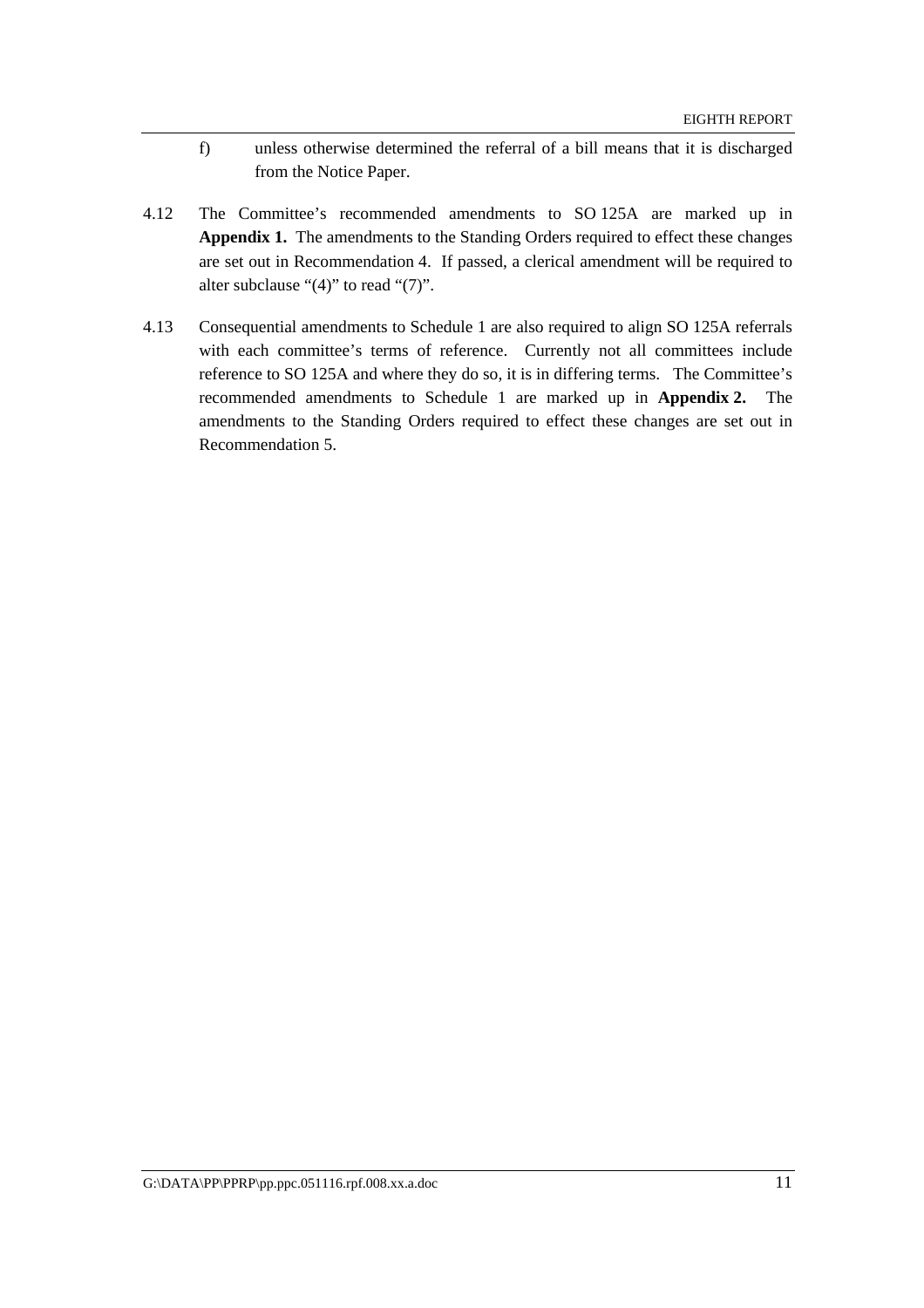f) unless otherwise determined the referral of a bill means that it is discharged from the Notice Paper.

4.12 The Committee's recommended amendments to SO 125A are marked up in **Appendix 1.** The amendments to the Standing Orders required to effect these changes are set out in Recommendation 4. If passed, a clerical amendment will be required to alter subclause "(4)" to read "(7)".

4.13 Consequential amendments to Schedule 1 are also required to align SO 125A referrals with each committee's terms of reference. Currently not all committees include reference to SO 125A and where they do so, it is in differing terms. The Committee's recommended amendments to Schedule 1 are marked up in **Appendix 2.** The amendments to the Standing Orders required to effect these changes are set out in Recommendation 5.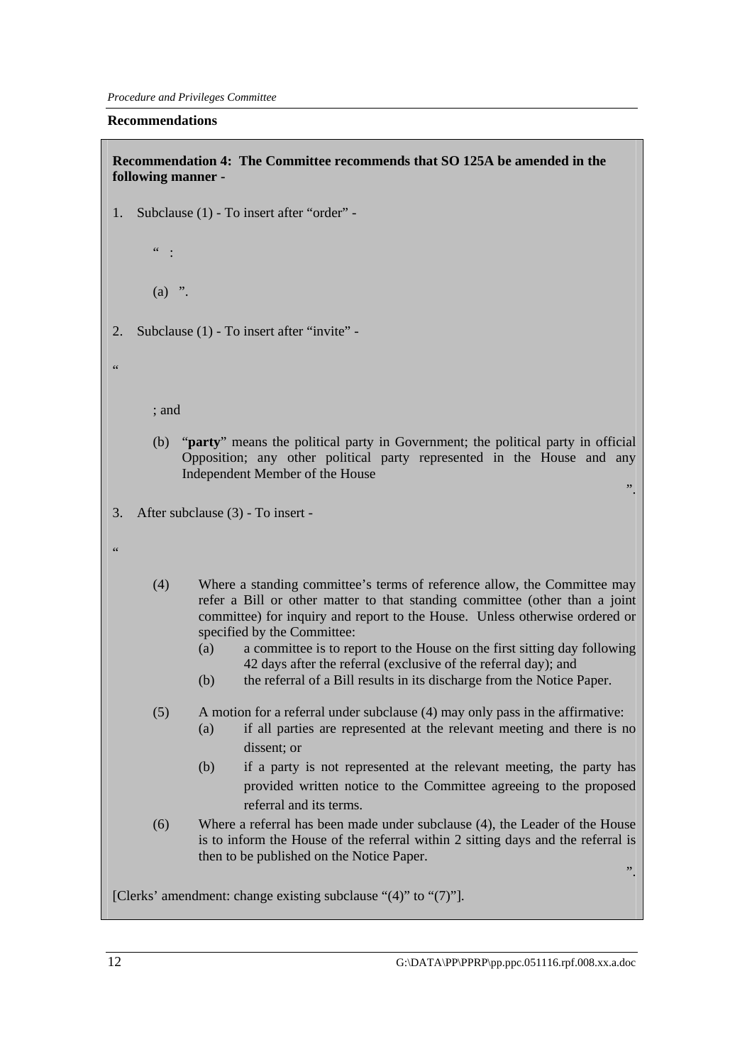**Recommendations**

**Recommendation 4: The Committee recommends that SO 125A be amended in the following manner** -

1. Subclause (1) - To insert after "order" -

   " :

   (a) ".

2. Subclause (1) - To insert after "invite" -

"

   ; and

   (b) "**party**" means the political party in Government; the political party in official Opposition; any other political party represented in the House and any Independent Member of the House

".

3. After subclause (3) - To insert -

"

(4) Where a standing committee's terms of reference allow, the Committee may refer a Bill or other matter to that standing committee (other than a joint committee) for inquiry and report to the House. Unless otherwise ordered or specified by the Committee:

   (a) a committee is to report to the House on the first sitting day following 42 days after the referral (exclusive of the referral day); and

   (b) the referral of a Bill results in its discharge from the Notice Paper.

(5) A motion for a referral under subclause (4) may only pass in the affirmative:

   (a) if all parties are represented at the relevant meeting and there is no dissent; or

   (b) if a party is not represented at the relevant meeting, the party has provided written notice to the Committee agreeing to the proposed referral and its terms.

(6) Where a referral has been made under subclause (4), the Leader of the House is to inform the House of the referral within 2 sitting days and the referral is then to be published on the Notice Paper.

".

[Clerks' amendment: change existing subclause "(4)" to "(7)"].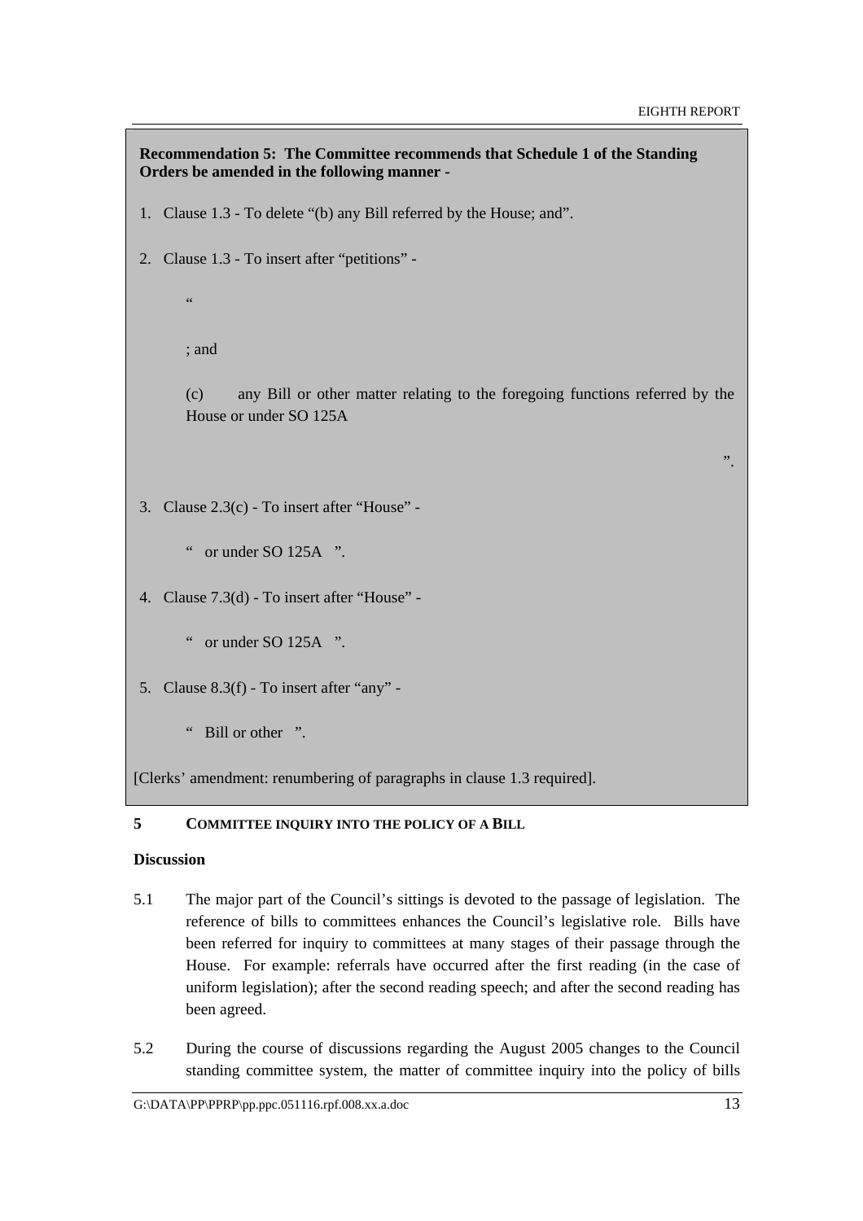**Recommendation 5: The Committee recommends that Schedule 1 of the Standing Orders be amended in the following manner -**

1. Clause 1.3 - To delete "(b) any Bill referred by the House; and".

2. Clause 1.3 - To insert after "petitions" -

   "

   ; and

   (c) any Bill or other matter relating to the foregoing functions referred by the House or under SO 125A

   ".

3. Clause 2.3(c) - To insert after "House" -

   " or under SO 125A ".

4. Clause 7.3(d) - To insert after "House" -

   " or under SO 125A ".

5. Clause 8.3(f) - To insert after "any" -

   " Bill or other ".

[Clerks' amendment: renumbering of paragraphs in clause 1.3 required].

## 5 COMMITTEE INQUIRY INTO THE POLICY OF A BILL

**Discussion**

5.1 The major part of the Council's sittings is devoted to the passage of legislation. The reference of bills to committees enhances the Council's legislative role. Bills have been referred for inquiry to committees at many stages of their passage through the House. For example: referrals have occurred after the first reading (in the case of uniform legislation); after the second reading speech; and after the second reading has been agreed.

5.2 During the course of discussions regarding the August 2005 changes to the Council standing committee system, the matter of committee inquiry into the policy of bills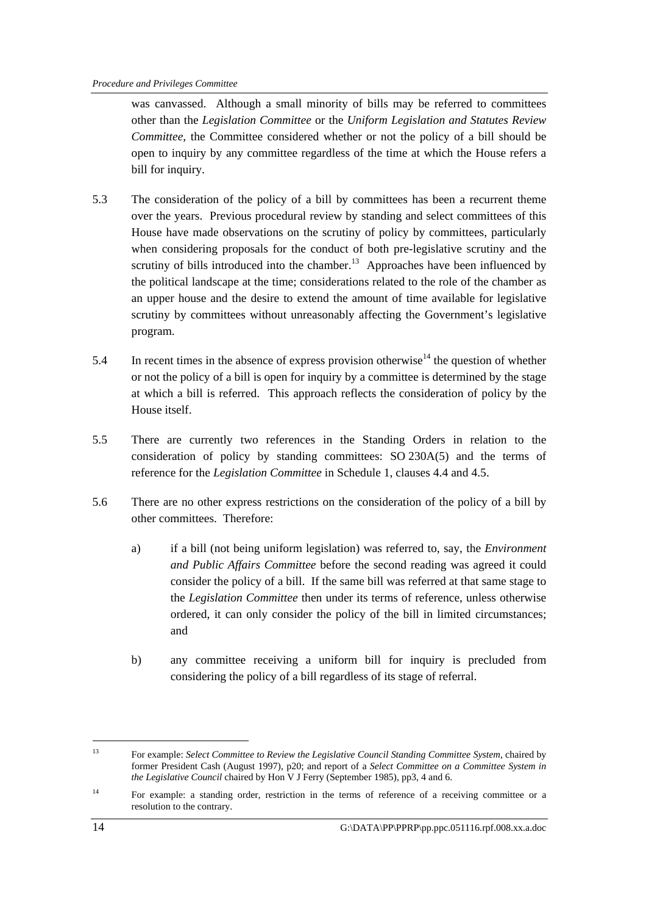was canvassed. Although a small minority of bills may be referred to committees other than the *Legislation Committee* or the *Uniform Legislation and Statutes Review Committee*, the Committee considered whether or not the policy of a bill should be open to inquiry by any committee regardless of the time at which the House refers a bill for inquiry.

5.3 The consideration of the policy of a bill by committees has been a recurrent theme over the years. Previous procedural review by standing and select committees of this House have made observations on the scrutiny of policy by committees, particularly when considering proposals for the conduct of both pre-legislative scrutiny and the scrutiny of bills introduced into the chamber.[13] Approaches have been influenced by the political landscape at the time; considerations related to the role of the chamber as an upper house and the desire to extend the amount of time available for legislative scrutiny by committees without unreasonably affecting the Government's legislative program.

5.4 In recent times in the absence of express provision otherwise[14] the question of whether or not the policy of a bill is open for inquiry by a committee is determined by the stage at which a bill is referred. This approach reflects the consideration of policy by the House itself.

5.5 There are currently two references in the Standing Orders in relation to the consideration of policy by standing committees: SO 230A(5) and the terms of reference for the *Legislation Committee* in Schedule 1, clauses 4.4 and 4.5.

5.6 There are no other express restrictions on the consideration of the policy of a bill by other committees. Therefore:

a) if a bill (not being uniform legislation) was referred to, say, the *Environment and Public Affairs Committee* before the second reading was agreed it could consider the policy of a bill. If the same bill was referred at that same stage to the *Legislation Committee* then under its terms of reference, unless otherwise ordered, it can only consider the policy of the bill in limited circumstances; and

b) any committee receiving a uniform bill for inquiry is precluded from considering the policy of a bill regardless of its stage of referral.

---

[13] For example: *Select Committee to Review the Legislative Council Standing Committee System*, chaired by former President Cash (August 1997), p20; and report of a *Select Committee on a Committee System in the Legislative Council* chaired by Hon V J Ferry (September 1985), pp3, 4 and 6.

[14] For example: a standing order, restriction in the terms of reference of a receiving committee or a resolution to the contrary.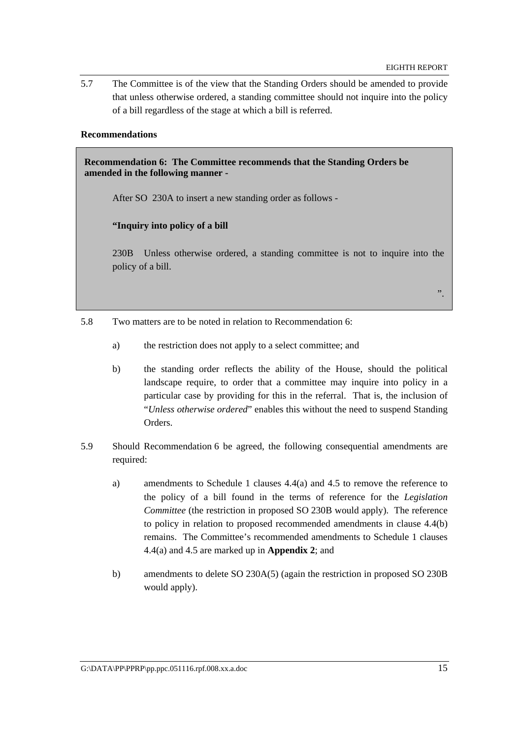5.7 The Committee is of the view that the Standing Orders should be amended to provide that unless otherwise ordered, a standing committee should not inquire into the policy of a bill regardless of the stage at which a bill is referred.

**Recommendations**

> **Recommendation 6: The Committee recommends that the Standing Orders be amended in the following manner -**
>
> After SO 230A to insert a new standing order as follows -
>
> **"Inquiry into policy of a bill**
>
> 230B Unless otherwise ordered, a standing committee is not to inquire into the policy of a bill.
>
> ".

5.8 Two matters are to be noted in relation to Recommendation 6:

a) the restriction does not apply to a select committee; and

b) the standing order reflects the ability of the House, should the political landscape require, to order that a committee may inquire into policy in a particular case by providing for this in the referral. That is, the inclusion of "*Unless otherwise ordered*" enables this without the need to suspend Standing Orders.

5.9 Should Recommendation 6 be agreed, the following consequential amendments are required:

a) amendments to Schedule 1 clauses 4.4(a) and 4.5 to remove the reference to the policy of a bill found in the terms of reference for the *Legislation Committee* (the restriction in proposed SO 230B would apply). The reference to policy in relation to proposed recommended amendments in clause 4.4(b) remains. The Committee's recommended amendments to Schedule 1 clauses 4.4(a) and 4.5 are marked up in **Appendix 2**; and

b) amendments to delete SO 230A(5) (again the restriction in proposed SO 230B would apply).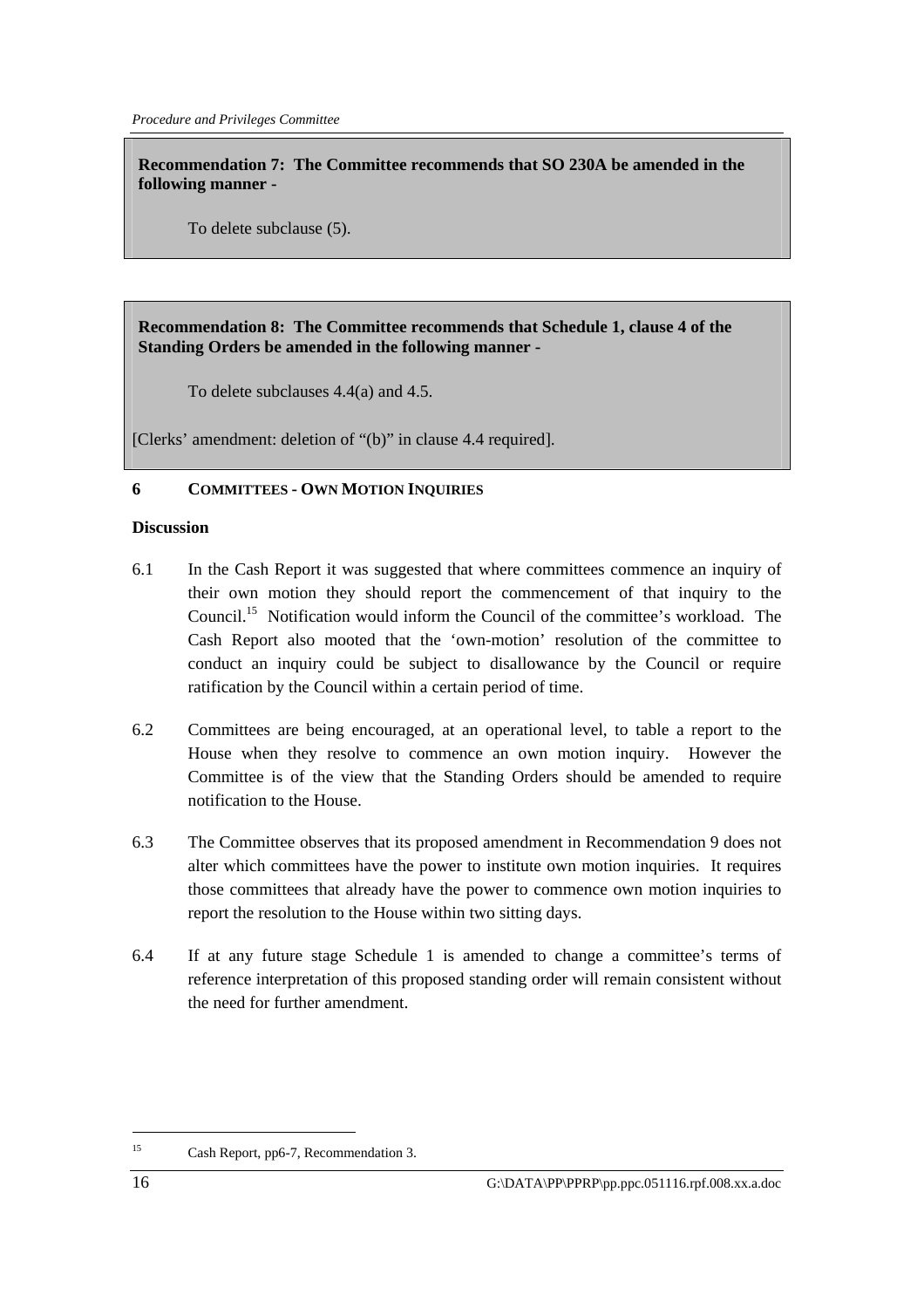**Recommendation 7: The Committee recommends that SO 230A be amended in the following manner -**

To delete subclause (5).

**Recommendation 8: The Committee recommends that Schedule 1, clause 4 of the Standing Orders be amended in the following manner -**

To delete subclauses 4.4(a) and 4.5.

[Clerks' amendment: deletion of "(b)" in clause 4.4 required].

## 6 COMMITTEES - OWN MOTION INQUIRIES

**Discussion**

6.1 In the Cash Report it was suggested that where committees commence an inquiry of their own motion they should report the commencement of that inquiry to the Council.[15] Notification would inform the Council of the committee's workload. The Cash Report also mooted that the 'own-motion' resolution of the committee to conduct an inquiry could be subject to disallowance by the Council or require ratification by the Council within a certain period of time.

6.2 Committees are being encouraged, at an operational level, to table a report to the House when they resolve to commence an own motion inquiry. However the Committee is of the view that the Standing Orders should be amended to require notification to the House.

6.3 The Committee observes that its proposed amendment in Recommendation 9 does not alter which committees have the power to institute own motion inquiries. It requires those committees that already have the power to commence own motion inquiries to report the resolution to the House within two sitting days.

6.4 If at any future stage Schedule 1 is amended to change a committee's terms of reference interpretation of this proposed standing order will remain consistent without the need for further amendment.

[15] Cash Report, pp6-7, Recommendation 3.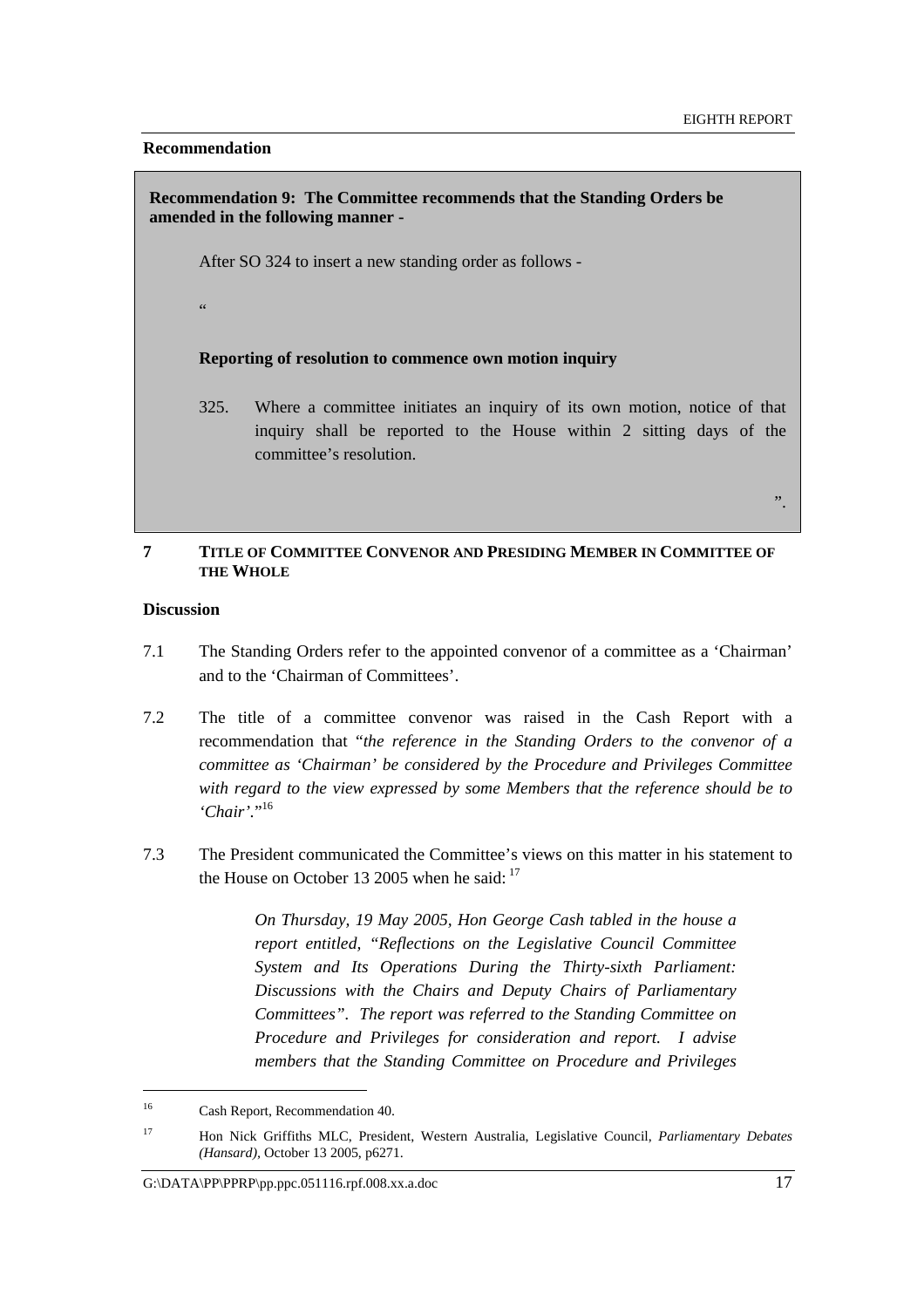**Recommendation**

> **Recommendation 9: The Committee recommends that the Standing Orders be amended in the following manner -**
>
> After SO 324 to insert a new standing order as follows -
>
> "
>
> **Reporting of resolution to commence own motion inquiry**
>
> 325. Where a committee initiates an inquiry of its own motion, notice of that inquiry shall be reported to the House within 2 sitting days of the committee's resolution.
>
> ".

## 7 TITLE OF COMMITTEE CONVENOR AND PRESIDING MEMBER IN COMMITTEE OF THE WHOLE

**Discussion**

7.1 The Standing Orders refer to the appointed convenor of a committee as a 'Chairman' and to the 'Chairman of Committees'.

7.2 The title of a committee convenor was raised in the Cash Report with a recommendation that "*the reference in the Standing Orders to the convenor of a committee as 'Chairman' be considered by the Procedure and Privileges Committee with regard to the view expressed by some Members that the reference should be to 'Chair'.*"[16]

7.3 The President communicated the Committee's views on this matter in his statement to the House on October 13 2005 when he said: [17]

> *On Thursday, 19 May 2005, Hon George Cash tabled in the house a report entitled, "Reflections on the Legislative Council Committee System and Its Operations During the Thirty-sixth Parliament: Discussions with the Chairs and Deputy Chairs of Parliamentary Committees". The report was referred to the Standing Committee on Procedure and Privileges for consideration and report. I advise members that the Standing Committee on Procedure and Privileges*

---

[16] Cash Report, Recommendation 40.

[17] Hon Nick Griffiths MLC, President, Western Australia, Legislative Council, *Parliamentary Debates (Hansard)*, October 13 2005, p6271.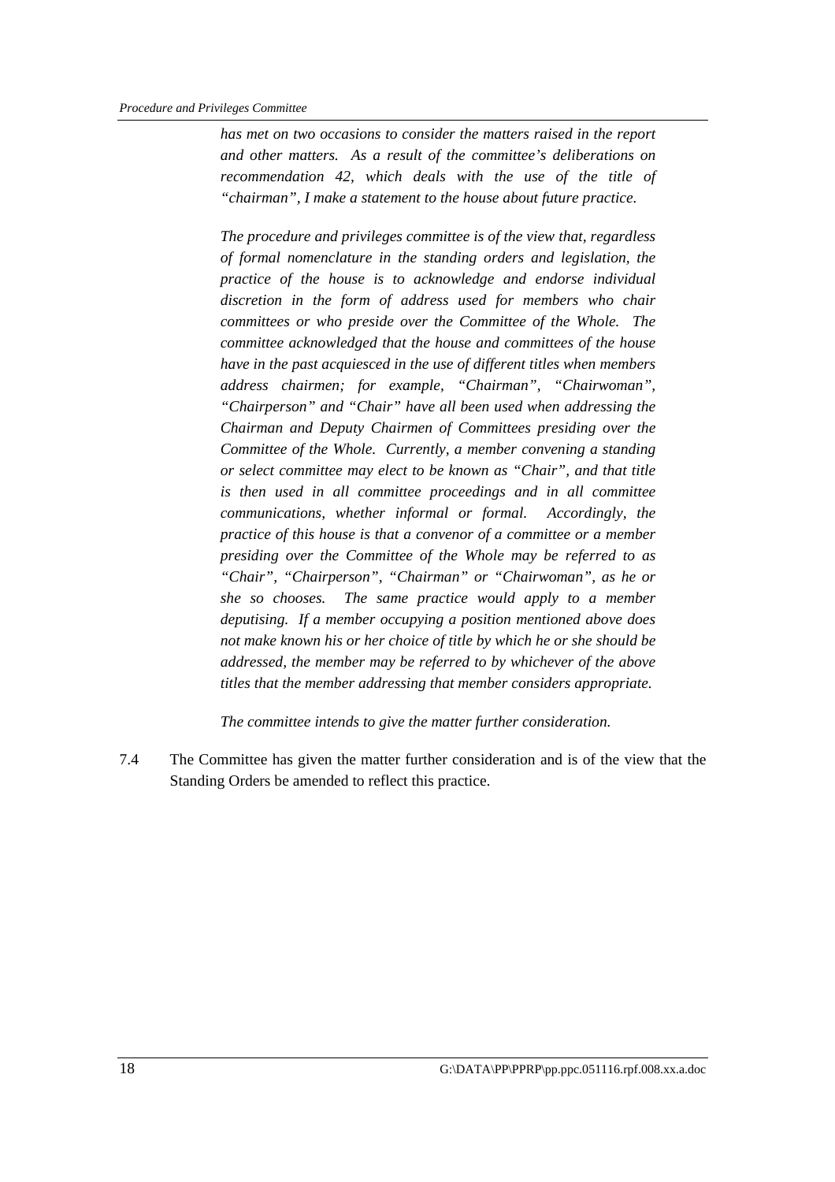*has met on two occasions to consider the matters raised in the report and other matters. As a result of the committee's deliberations on recommendation 42, which deals with the use of the title of "chairman", I make a statement to the house about future practice.*

*The procedure and privileges committee is of the view that, regardless of formal nomenclature in the standing orders and legislation, the practice of the house is to acknowledge and endorse individual discretion in the form of address used for members who chair committees or who preside over the Committee of the Whole. The committee acknowledged that the house and committees of the house have in the past acquiesced in the use of different titles when members address chairmen; for example, "Chairman", "Chairwoman", "Chairperson" and "Chair" have all been used when addressing the Chairman and Deputy Chairmen of Committees presiding over the Committee of the Whole. Currently, a member convening a standing or select committee may elect to be known as "Chair", and that title is then used in all committee proceedings and in all committee communications, whether informal or formal. Accordingly, the practice of this house is that a convenor of a committee or a member presiding over the Committee of the Whole may be referred to as "Chair", "Chairperson", "Chairman" or "Chairwoman", as he or she so chooses. The same practice would apply to a member deputising. If a member occupying a position mentioned above does not make known his or her choice of title by which he or she should be addressed, the member may be referred to by whichever of the above titles that the member addressing that member considers appropriate.*

*The committee intends to give the matter further consideration.*

7.4 The Committee has given the matter further consideration and is of the view that the Standing Orders be amended to reflect this practice.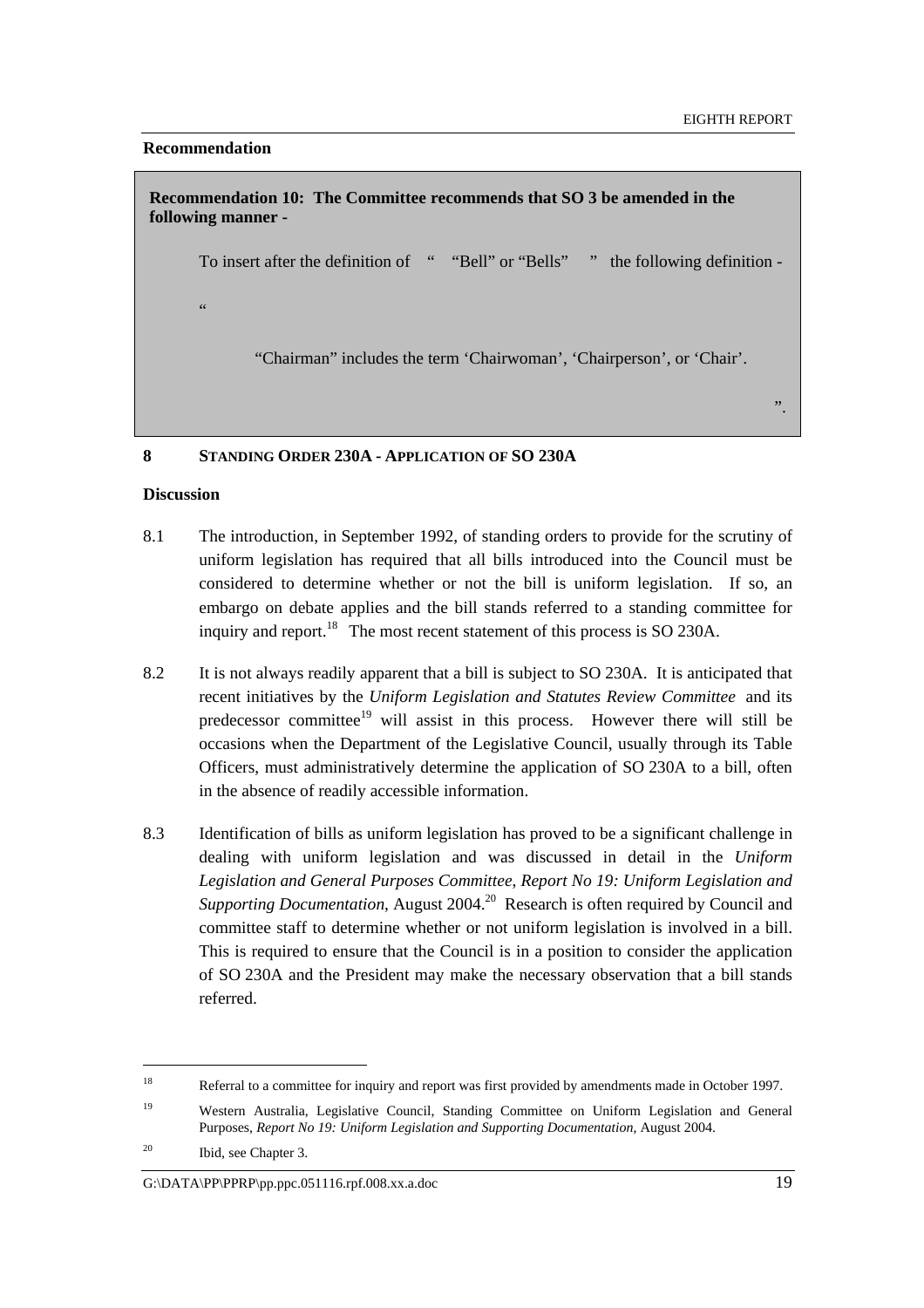**Recommendation**

> **Recommendation 10: The Committee recommends that SO 3 be amended in the following manner -**
>
> To insert after the definition of " "Bell" or "Bells" " the following definition -
>
> "
>
> "Chairman" includes the term 'Chairwoman', 'Chairperson', or 'Chair'.
>
> ".

## 8 STANDING ORDER 230A - APPLICATION OF SO 230A

**Discussion**

8.1 The introduction, in September 1992, of standing orders to provide for the scrutiny of uniform legislation has required that all bills introduced into the Council must be considered to determine whether or not the bill is uniform legislation. If so, an embargo on debate applies and the bill stands referred to a standing committee for inquiry and report.[18] The most recent statement of this process is SO 230A.

8.2 It is not always readily apparent that a bill is subject to SO 230A. It is anticipated that recent initiatives by the *Uniform Legislation and Statutes Review Committee* and its predecessor committee[19] will assist in this process. However there will still be occasions when the Department of the Legislative Council, usually through its Table Officers, must administratively determine the application of SO 230A to a bill, often in the absence of readily accessible information.

8.3 Identification of bills as uniform legislation has proved to be a significant challenge in dealing with uniform legislation and was discussed in detail in the *Uniform Legislation and General Purposes Committee, Report No 19: Uniform Legislation and Supporting Documentation*, August 2004.[20] Research is often required by Council and committee staff to determine whether or not uniform legislation is involved in a bill. This is required to ensure that the Council is in a position to consider the application of SO 230A and the President may make the necessary observation that a bill stands referred.

---

[18] Referral to a committee for inquiry and report was first provided by amendments made in October 1997.

[19] Western Australia, Legislative Council, Standing Committee on Uniform Legislation and General Purposes, *Report No 19: Uniform Legislation and Supporting Documentation*, August 2004.

[20] Ibid, see Chapter 3.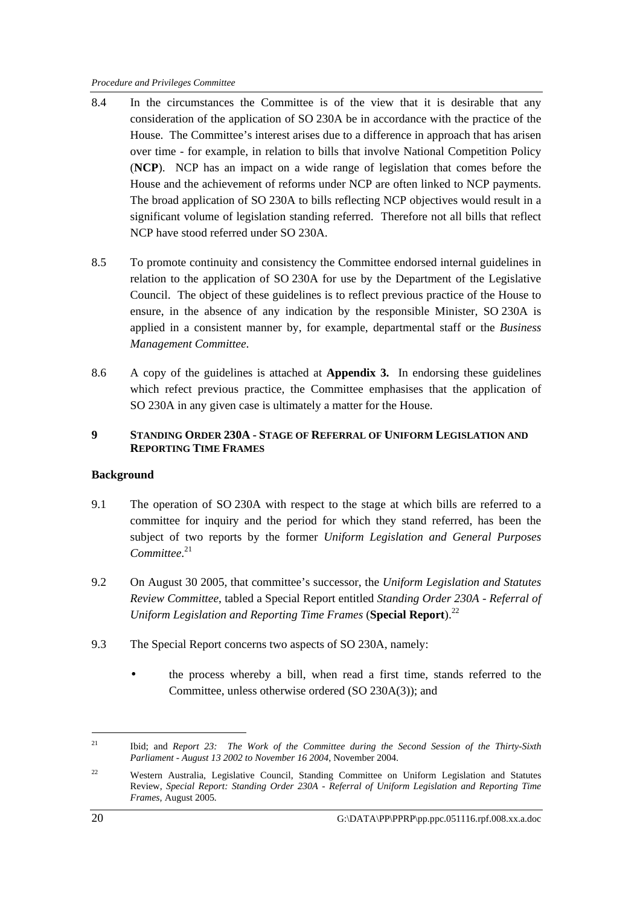8.4 In the circumstances the Committee is of the view that it is desirable that any consideration of the application of SO 230A be in accordance with the practice of the House. The Committee's interest arises due to a difference in approach that has arisen over time - for example, in relation to bills that involve National Competition Policy (**NCP**). NCP has an impact on a wide range of legislation that comes before the House and the achievement of reforms under NCP are often linked to NCP payments. The broad application of SO 230A to bills reflecting NCP objectives would result in a significant volume of legislation standing referred. Therefore not all bills that reflect NCP have stood referred under SO 230A.

8.5 To promote continuity and consistency the Committee endorsed internal guidelines in relation to the application of SO 230A for use by the Department of the Legislative Council. The object of these guidelines is to reflect previous practice of the House to ensure, in the absence of any indication by the responsible Minister, SO 230A is applied in a consistent manner by, for example, departmental staff or the *Business Management Committee*.

8.6 A copy of the guidelines is attached at **Appendix 3.** In endorsing these guidelines which refect previous practice, the Committee emphasises that the application of SO 230A in any given case is ultimately a matter for the House.

## 9 STANDING ORDER 230A - STAGE OF REFERRAL OF UNIFORM LEGISLATION AND REPORTING TIME FRAMES

**Background**

9.1 The operation of SO 230A with respect to the stage at which bills are referred to a committee for inquiry and the period for which they stand referred, has been the subject of two reports by the former *Uniform Legislation and General Purposes Committee*.[21]

9.2 On August 30 2005, that committee's successor, the *Uniform Legislation and Statutes Review Committee*, tabled a Special Report entitled *Standing Order 230A - Referral of Uniform Legislation and Reporting Time Frames* (**Special Report**).[22]

9.3 The Special Report concerns two aspects of SO 230A, namely:

- the process whereby a bill, when read a first time, stands referred to the Committee, unless otherwise ordered (SO 230A(3)); and

---

[21] Ibid; and *Report 23: The Work of the Committee during the Second Session of the Thirty-Sixth Parliament - August 13 2002 to November 16 2004*, November 2004.

[22] Western Australia, Legislative Council, Standing Committee on Uniform Legislation and Statutes Review, *Special Report: Standing Order 230A - Referral of Uniform Legislation and Reporting Time Frames*, August 2005.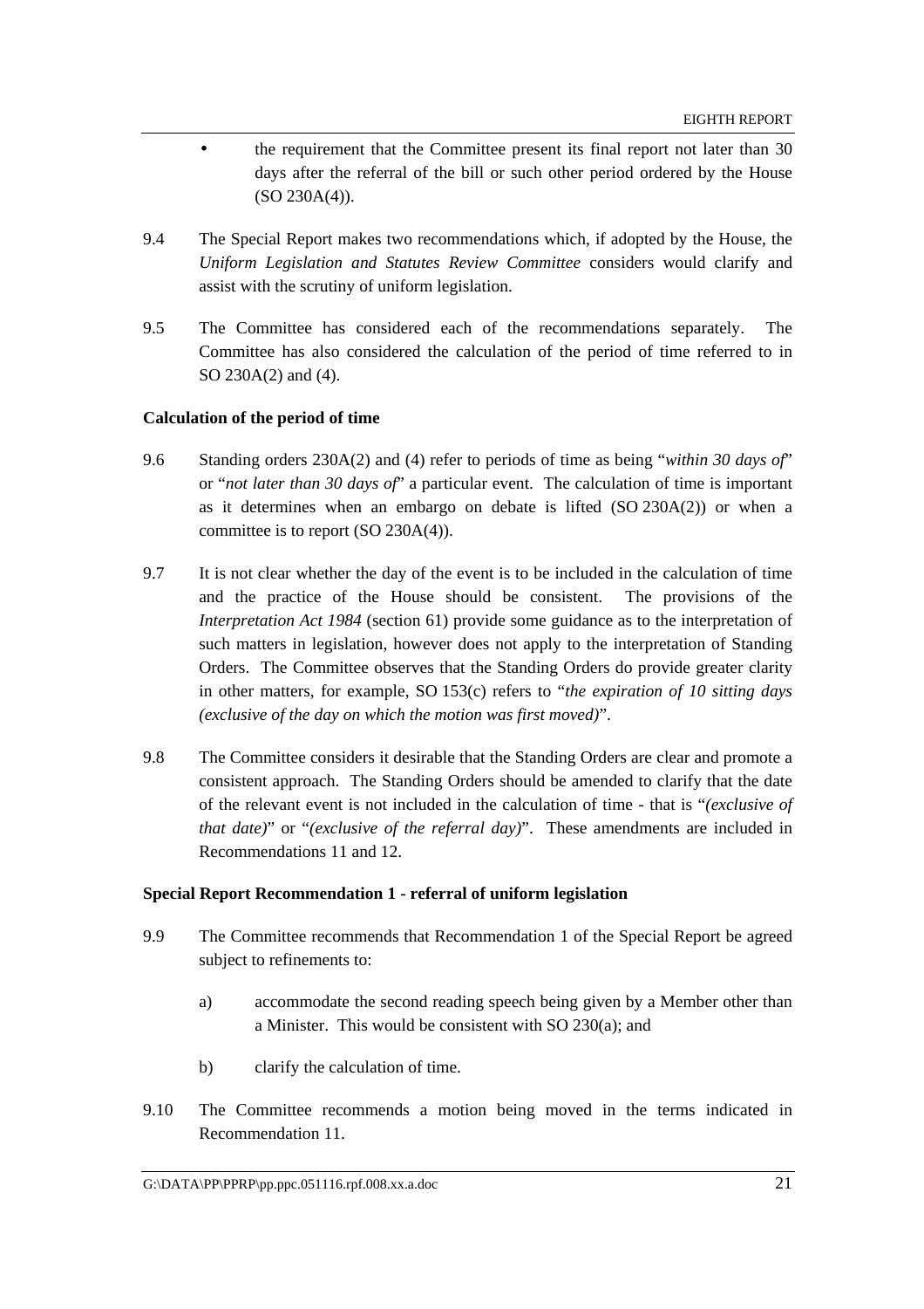- the requirement that the Committee present its final report not later than 30 days after the referral of the bill or such other period ordered by the House (SO 230A(4)).

9.4 The Special Report makes two recommendations which, if adopted by the House, the *Uniform Legislation and Statutes Review Committee* considers would clarify and assist with the scrutiny of uniform legislation.

9.5 The Committee has considered each of the recommendations separately. The Committee has also considered the calculation of the period of time referred to in SO 230A(2) and (4).

**Calculation of the period of time**

9.6 Standing orders 230A(2) and (4) refer to periods of time as being "*within 30 days of*" or "*not later than 30 days of*" a particular event. The calculation of time is important as it determines when an embargo on debate is lifted (SO 230A(2)) or when a committee is to report (SO 230A(4)).

9.7 It is not clear whether the day of the event is to be included in the calculation of time and the practice of the House should be consistent. The provisions of the *Interpretation Act 1984* (section 61) provide some guidance as to the interpretation of such matters in legislation, however does not apply to the interpretation of Standing Orders. The Committee observes that the Standing Orders do provide greater clarity in other matters, for example, SO 153(c) refers to "*the expiration of 10 sitting days (exclusive of the day on which the motion was first moved)*".

9.8 The Committee considers it desirable that the Standing Orders are clear and promote a consistent approach. The Standing Orders should be amended to clarify that the date of the relevant event is not included in the calculation of time - that is "*(exclusive of that date)*" or "*(exclusive of the referral day)*". These amendments are included in Recommendations 11 and 12.

**Special Report Recommendation 1 - referral of uniform legislation**

9.9 The Committee recommends that Recommendation 1 of the Special Report be agreed subject to refinements to:

a) accommodate the second reading speech being given by a Member other than a Minister. This would be consistent with SO 230(a); and

b) clarify the calculation of time.

9.10 The Committee recommends a motion being moved in the terms indicated in Recommendation 11.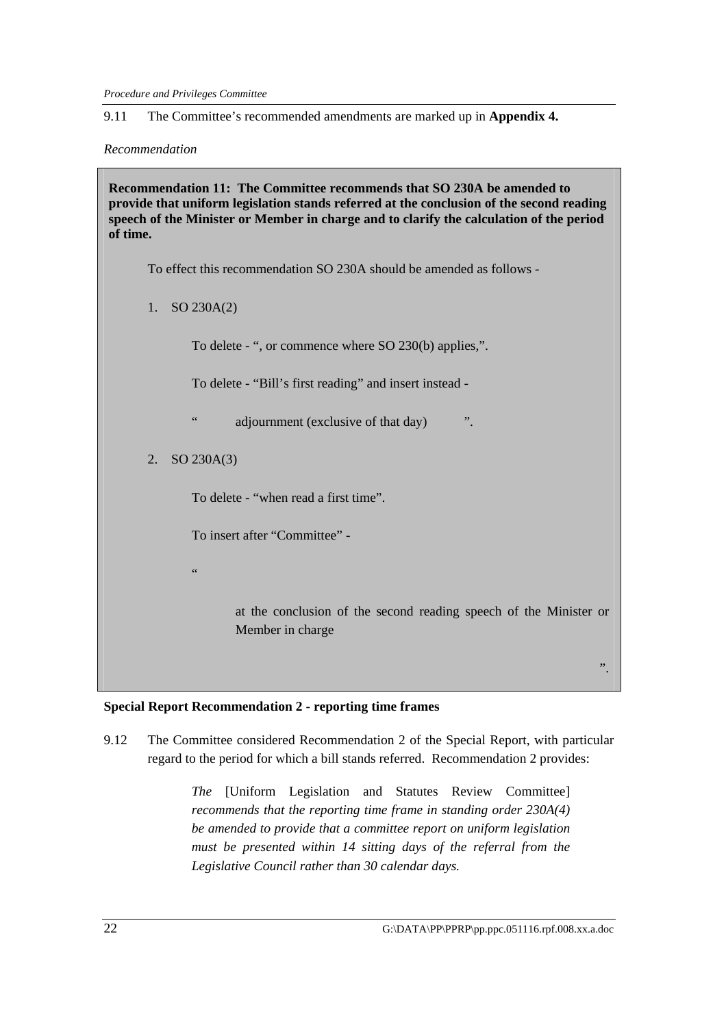9.11 The Committee's recommended amendments are marked up in **Appendix 4.**

*Recommendation*

> **Recommendation 11: The Committee recommends that SO 230A be amended to provide that uniform legislation stands referred at the conclusion of the second reading speech of the Minister or Member in charge and to clarify the calculation of the period of time.**
>
> To effect this recommendation SO 230A should be amended as follows -
>
> 1. SO 230A(2)
>
>    To delete - ", or commence where SO 230(b) applies,".
>
>    To delete - "Bill's first reading" and insert instead -
>
>    " adjournment (exclusive of that day) ".
>
> 2. SO 230A(3)
>
>    To delete - "when read a first time".
>
>    To insert after "Committee" -
>
>    "
>
>    at the conclusion of the second reading speech of the Minister or Member in charge
>
>    ".

**Special Report Recommendation 2 - reporting time frames**

9.12 The Committee considered Recommendation 2 of the Special Report, with particular regard to the period for which a bill stands referred. Recommendation 2 provides:

> *The* [Uniform Legislation and Statutes Review Committee] *recommends that the reporting time frame in standing order 230A(4) be amended to provide that a committee report on uniform legislation must be presented within 14 sitting days of the referral from the Legislative Council rather than 30 calendar days.*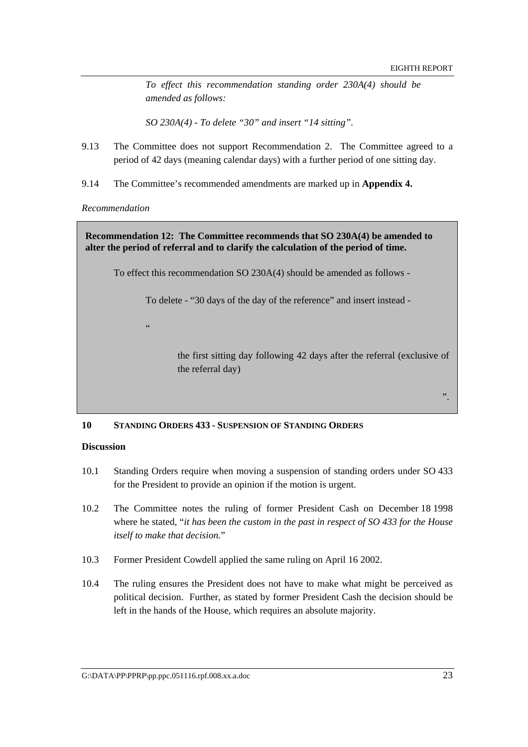*To effect this recommendation standing order 230A(4) should be amended as follows:*

*SO 230A(4) - To delete "30" and insert "14 sitting".*

9.13 The Committee does not support Recommendation 2. The Committee agreed to a period of 42 days (meaning calendar days) with a further period of one sitting day.

9.14 The Committee's recommended amendments are marked up in **Appendix 4.**

*Recommendation*

> **Recommendation 12: The Committee recommends that SO 230A(4) be amended to alter the period of referral and to clarify the calculation of the period of time.**
>
> To effect this recommendation SO 230A(4) should be amended as follows -
>
> To delete - "30 days of the day of the reference" and insert instead -
>
> "
>
> the first sitting day following 42 days after the referral (exclusive of the referral day)
>
> ".

**10 STANDING ORDERS 433 - SUSPENSION OF STANDING ORDERS**

**Discussion**

10.1 Standing Orders require when moving a suspension of standing orders under SO 433 for the President to provide an opinion if the motion is urgent.

10.2 The Committee notes the ruling of former President Cash on December 18 1998 where he stated, "*it has been the custom in the past in respect of SO 433 for the House itself to make that decision.*"

10.3 Former President Cowdell applied the same ruling on April 16 2002.

10.4 The ruling ensures the President does not have to make what might be perceived as political decision. Further, as stated by former President Cash the decision should be left in the hands of the House, which requires an absolute majority.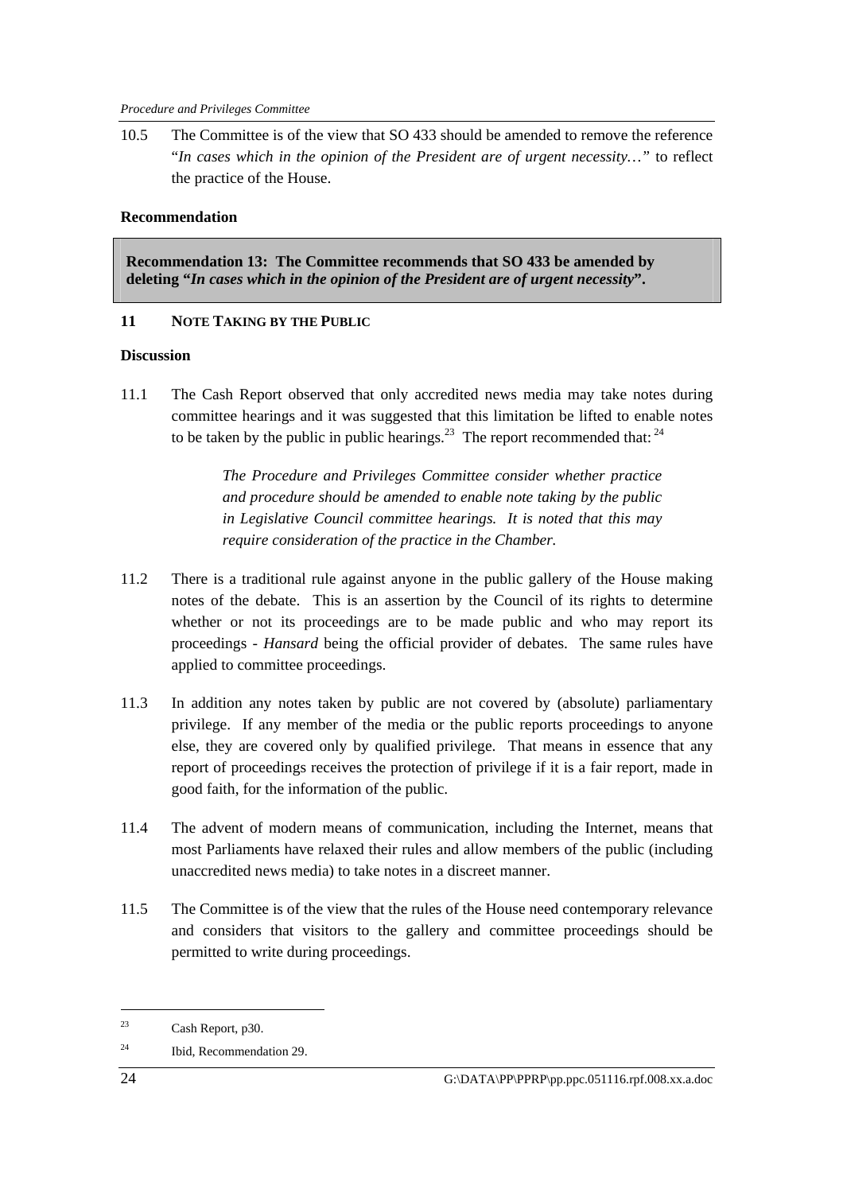10.5 The Committee is of the view that SO 433 should be amended to remove the reference "*In cases which in the opinion of the President are of urgent necessity…*" to reflect the practice of the House.

**Recommendation**

> **Recommendation 13: The Committee recommends that SO 433 be amended by deleting "*In cases which in the opinion of the President are of urgent necessity*".**

## 11 NOTE TAKING BY THE PUBLIC

**Discussion**

11.1 The Cash Report observed that only accredited news media may take notes during committee hearings and it was suggested that this limitation be lifted to enable notes to be taken by the public in public hearings.[23] The report recommended that:[24]

> *The Procedure and Privileges Committee consider whether practice and procedure should be amended to enable note taking by the public in Legislative Council committee hearings. It is noted that this may require consideration of the practice in the Chamber.*

11.2 There is a traditional rule against anyone in the public gallery of the House making notes of the debate. This is an assertion by the Council of its rights to determine whether or not its proceedings are to be made public and who may report its proceedings - *Hansard* being the official provider of debates. The same rules have applied to committee proceedings.

11.3 In addition any notes taken by public are not covered by (absolute) parliamentary privilege. If any member of the media or the public reports proceedings to anyone else, they are covered only by qualified privilege. That means in essence that any report of proceedings receives the protection of privilege if it is a fair report, made in good faith, for the information of the public.

11.4 The advent of modern means of communication, including the Internet, means that most Parliaments have relaxed their rules and allow members of the public (including unaccredited news media) to take notes in a discreet manner.

11.5 The Committee is of the view that the rules of the House need contemporary relevance and considers that visitors to the gallery and committee proceedings should be permitted to write during proceedings.

---

[23] Cash Report, p30.

[24] Ibid, Recommendation 29.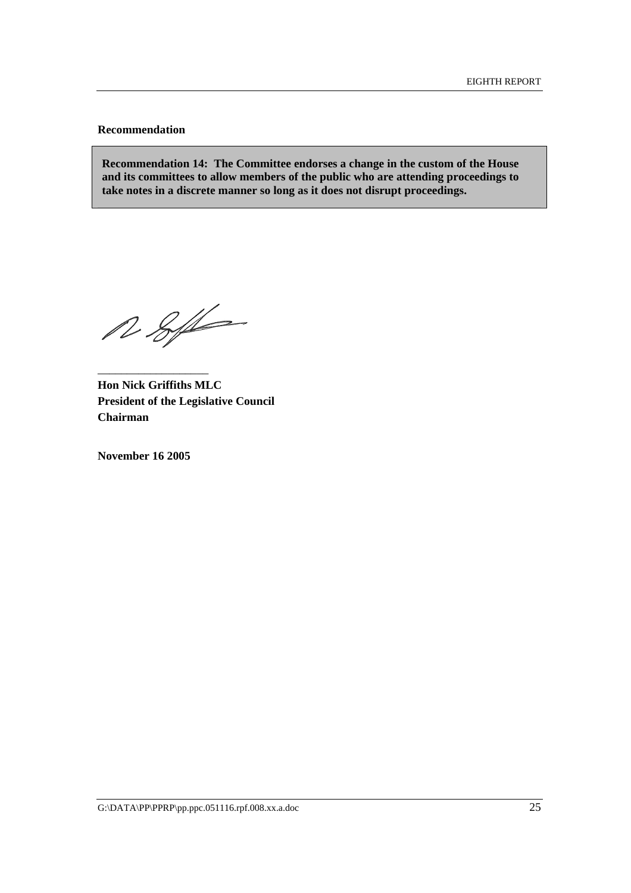**Recommendation**

**Recommendation 14: The Committee endorses a change in the custom of the House and its committees to allow members of the public who are attending proceedings to take notes in a discrete manner so long as it does not disrupt proceedings.**

\_\_\_\_\_\_\_\_\_\_\_\_\_\_\_\_\_\_\_\_

**Hon Nick Griffiths MLC**
**President of the Legislative Council**
**Chairman**

**November 16 2005**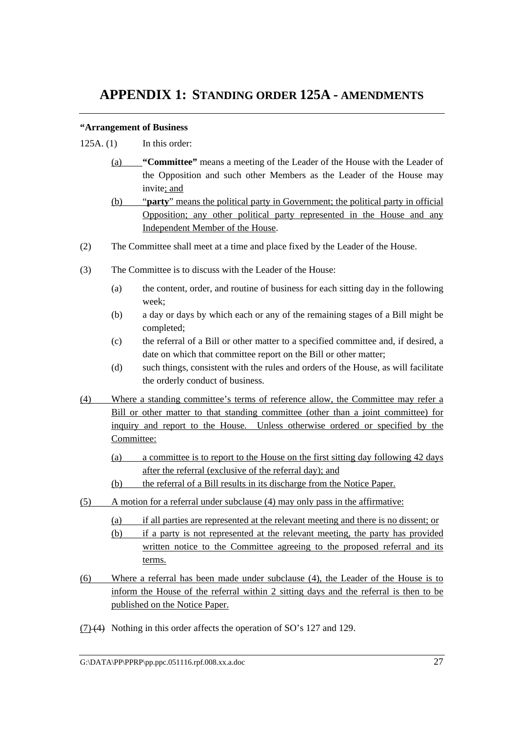# APPENDIX 1: STANDING ORDER 125A - AMENDMENTS

**"Arrangement of Business**

125A. (1) In this order:

(a) **"Committee"** means a meeting of the Leader of the House with the Leader of the Opposition and such other Members as the Leader of the House may invite; and

(b) "**party**" means the political party in Government; the political party in official Opposition; any other political party represented in the House and any Independent Member of the House.

(2) The Committee shall meet at a time and place fixed by the Leader of the House.

(3) The Committee is to discuss with the Leader of the House:

(a) the content, order, and routine of business for each sitting day in the following week;

(b) a day or days by which each or any of the remaining stages of a Bill might be completed;

(c) the referral of a Bill or other matter to a specified committee and, if desired, a date on which that committee report on the Bill or other matter;

(d) such things, consistent with the rules and orders of the House, as will facilitate the orderly conduct of business.

(4) Where a standing committee's terms of reference allow, the Committee may refer a Bill or other matter to that standing committee (other than a joint committee) for inquiry and report to the House. Unless otherwise ordered or specified by the Committee:

(a) a committee is to report to the House on the first sitting day following 42 days after the referral (exclusive of the referral day); and

(b) the referral of a Bill results in its discharge from the Notice Paper.

(5) A motion for a referral under subclause (4) may only pass in the affirmative:

(a) if all parties are represented at the relevant meeting and there is no dissent; or

(b) if a party is not represented at the relevant meeting, the party has provided written notice to the Committee agreeing to the proposed referral and its terms.

(6) Where a referral has been made under subclause (4), the Leader of the House is to inform the House of the referral within 2 sitting days and the referral is then to be published on the Notice Paper.

(7) ~~(4)~~ Nothing in this order affects the operation of SO's 127 and 129.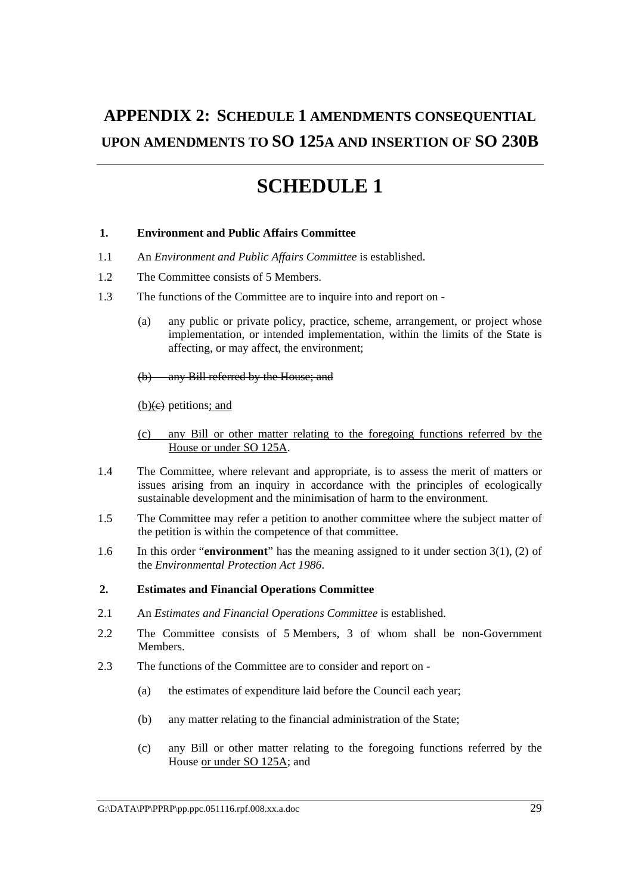# APPENDIX 2: SCHEDULE 1 AMENDMENTS CONSEQUENTIAL UPON AMENDMENTS TO SO 125A AND INSERTION OF SO 230B

# SCHEDULE 1

**1. Environment and Public Affairs Committee**

1.1 An *Environment and Public Affairs Committee* is established.

1.2 The Committee consists of 5 Members.

1.3 The functions of the Committee are to inquire into and report on -

(a) any public or private policy, practice, scheme, arrangement, or project whose implementation, or intended implementation, within the limits of the State is affecting, or may affect, the environment;

~~(b) any Bill referred by the House; and~~

<u>(b)</u>~~(c)~~ petitions<u>; and</u>

<u>(c) any Bill or other matter relating to the foregoing functions referred by the House or under SO 125A</u>.

1.4 The Committee, where relevant and appropriate, is to assess the merit of matters or issues arising from an inquiry in accordance with the principles of ecologically sustainable development and the minimisation of harm to the environment.

1.5 The Committee may refer a petition to another committee where the subject matter of the petition is within the competence of that committee.

1.6 In this order "**environment**" has the meaning assigned to it under section 3(1), (2) of the *Environmental Protection Act 1986*.

**2. Estimates and Financial Operations Committee**

2.1 An *Estimates and Financial Operations Committee* is established.

2.2 The Committee consists of 5 Members, 3 of whom shall be non-Government Members.

2.3 The functions of the Committee are to consider and report on -

(a) the estimates of expenditure laid before the Council each year;

(b) any matter relating to the financial administration of the State;

(c) any Bill or other matter relating to the foregoing functions referred by the House <u>or under SO 125A</u>; and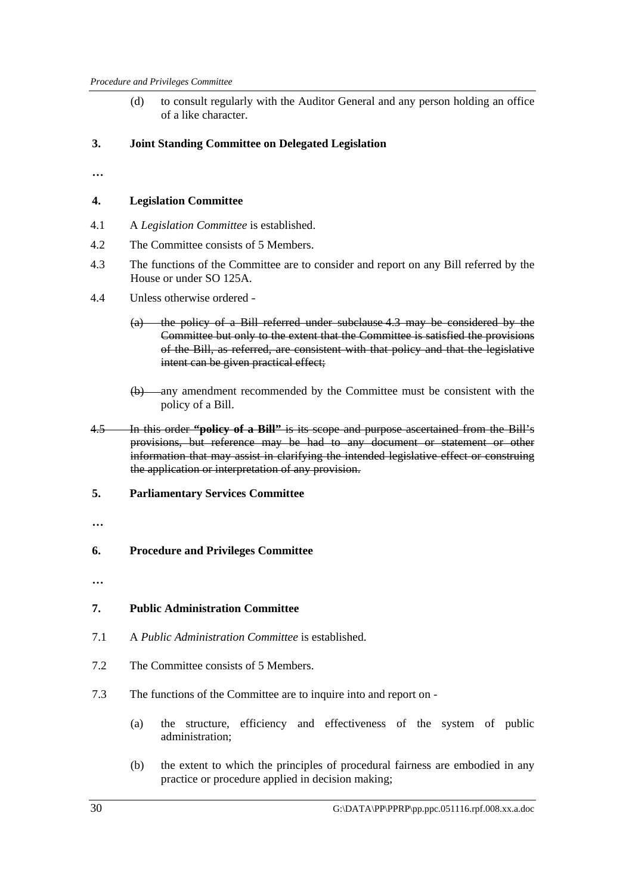(d) to consult regularly with the Auditor General and any person holding an office of a like character.

**3. Joint Standing Committee on Delegated Legislation**

…

**4. Legislation Committee**

4.1 A *Legislation Committee* is established.

4.2 The Committee consists of 5 Members.

4.3 The functions of the Committee are to consider and report on any Bill referred by the House or under SO 125A.

4.4 Unless otherwise ordered -

~~(a) the policy of a Bill referred under subclause 4.3 may be considered by the Committee but only to the extent that the Committee is satisfied the provisions of the Bill, as referred, are consistent with that policy and that the legislative intent can be given practical effect;~~

~~(b)~~ any amendment recommended by the Committee must be consistent with the policy of a Bill.

~~4.5 In this order **"policy of a Bill"** is its scope and purpose ascertained from the Bill's provisions, but reference may be had to any document or statement or other information that may assist in clarifying the intended legislative effect or construing the application or interpretation of any provision.~~

**5. Parliamentary Services Committee**

…

**6. Procedure and Privileges Committee**

…

**7. Public Administration Committee**

7.1 A *Public Administration Committee* is established.

7.2 The Committee consists of 5 Members.

7.3 The functions of the Committee are to inquire into and report on -

(a) the structure, efficiency and effectiveness of the system of public administration;

(b) the extent to which the principles of procedural fairness are embodied in any practice or procedure applied in decision making;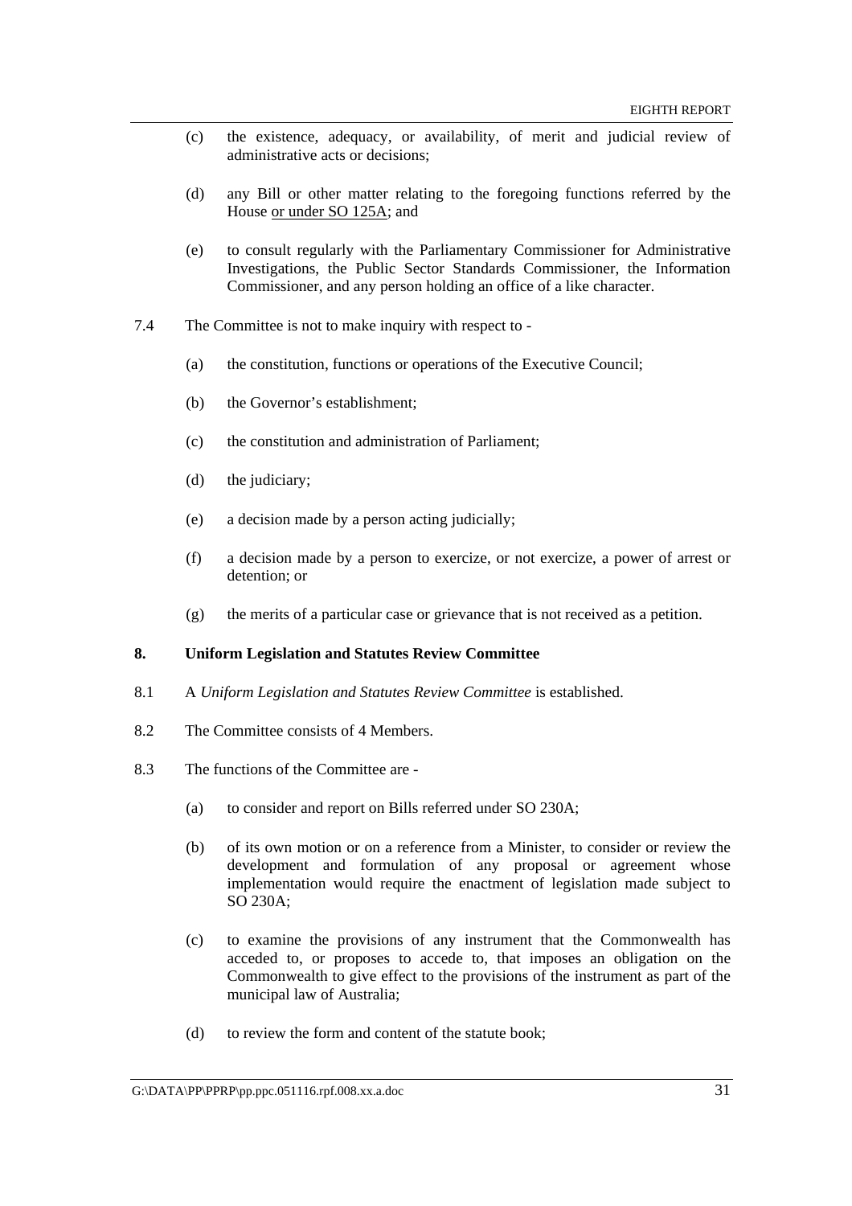(c) the existence, adequacy, or availability, of merit and judicial review of administrative acts or decisions;

(d) any Bill or other matter relating to the foregoing functions referred by the House <u>or under SO 125A</u>; and

(e) to consult regularly with the Parliamentary Commissioner for Administrative Investigations, the Public Sector Standards Commissioner, the Information Commissioner, and any person holding an office of a like character.

7.4 The Committee is not to make inquiry with respect to -

(a) the constitution, functions or operations of the Executive Council;

(b) the Governor's establishment;

(c) the constitution and administration of Parliament;

(d) the judiciary;

(e) a decision made by a person acting judicially;

(f) a decision made by a person to exercize, or not exercize, a power of arrest or detention; or

(g) the merits of a particular case or grievance that is not received as a petition.

**8. Uniform Legislation and Statutes Review Committee**

8.1 A *Uniform Legislation and Statutes Review Committee* is established.

8.2 The Committee consists of 4 Members.

8.3 The functions of the Committee are -

(a) to consider and report on Bills referred under SO 230A;

(b) of its own motion or on a reference from a Minister, to consider or review the development and formulation of any proposal or agreement whose implementation would require the enactment of legislation made subject to SO 230A;

(c) to examine the provisions of any instrument that the Commonwealth has acceded to, or proposes to accede to, that imposes an obligation on the Commonwealth to give effect to the provisions of the instrument as part of the municipal law of Australia;

(d) to review the form and content of the statute book;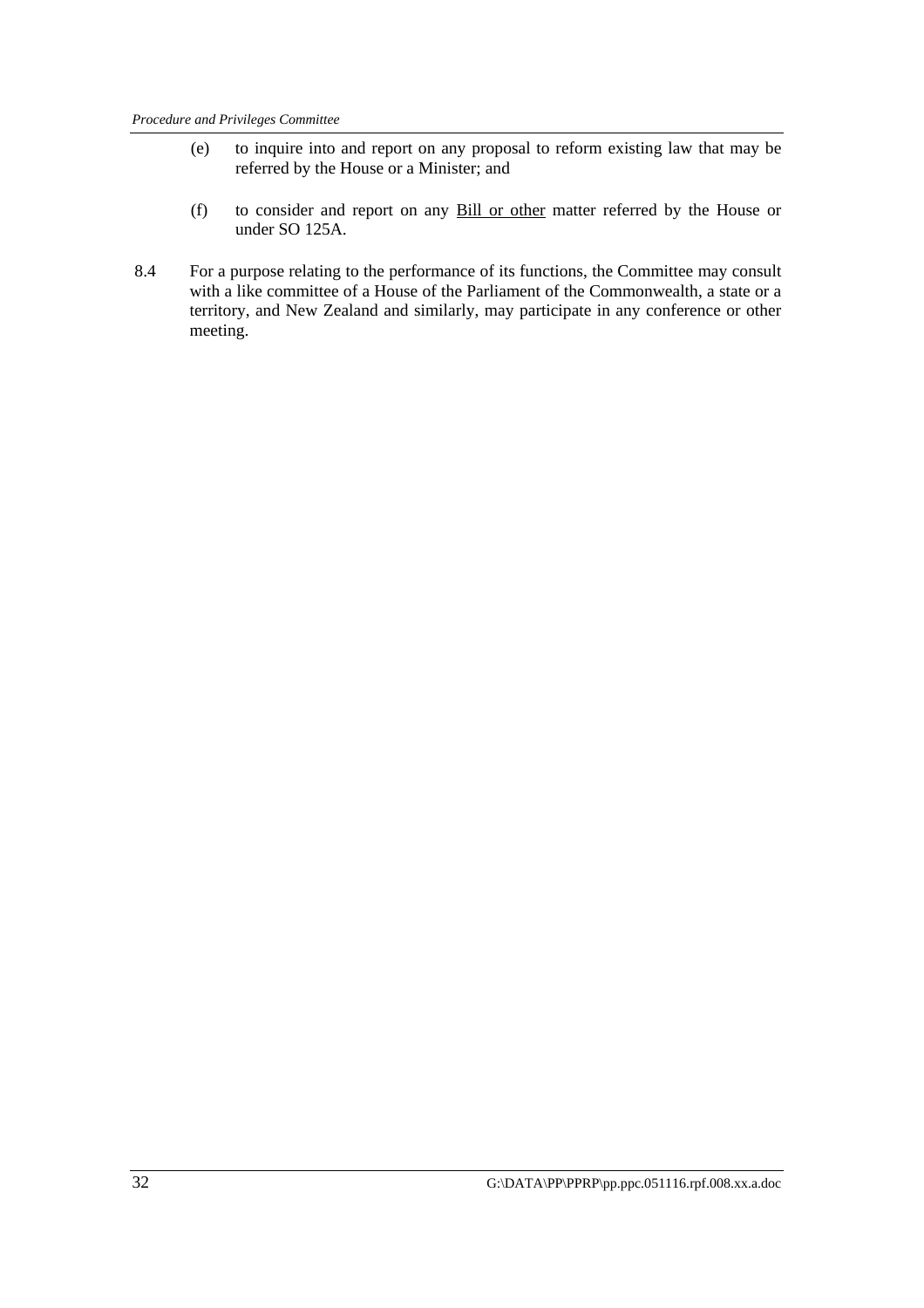(e) to inquire into and report on any proposal to reform existing law that may be referred by the House or a Minister; and

(f) to consider and report on any <u>Bill or other</u> matter referred by the House or under SO 125A.

8.4 For a purpose relating to the performance of its functions, the Committee may consult with a like committee of a House of the Parliament of the Commonwealth, a state or a territory, and New Zealand and similarly, may participate in any conference or other meeting.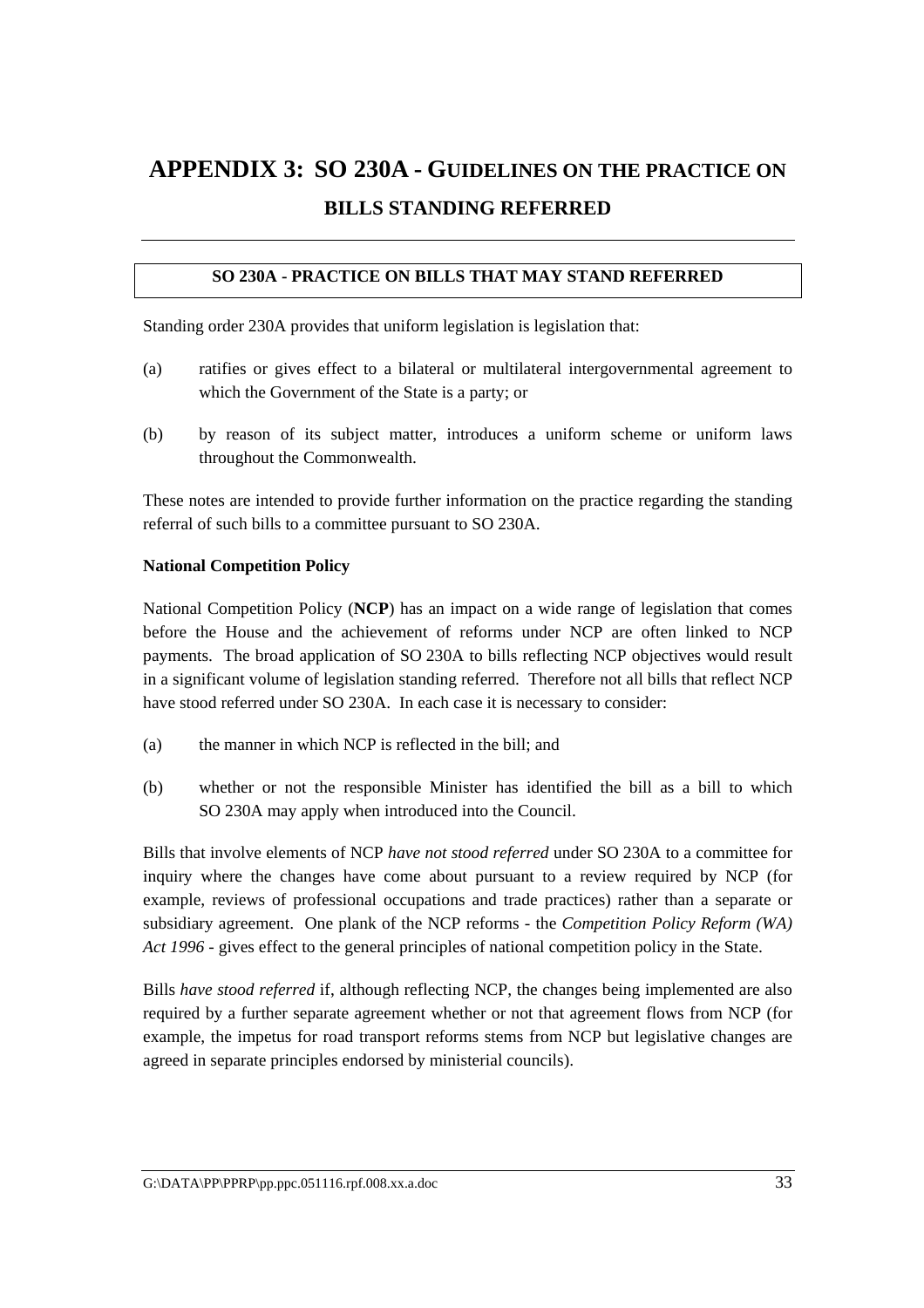# APPENDIX 3: SO 230A - GUIDELINES ON THE PRACTICE ON BILLS STANDING REFERRED

**SO 230A - PRACTICE ON BILLS THAT MAY STAND REFERRED**

Standing order 230A provides that uniform legislation is legislation that:

(a) ratifies or gives effect to a bilateral or multilateral intergovernmental agreement to which the Government of the State is a party; or

(b) by reason of its subject matter, introduces a uniform scheme or uniform laws throughout the Commonwealth.

These notes are intended to provide further information on the practice regarding the standing referral of such bills to a committee pursuant to SO 230A.

**National Competition Policy**

National Competition Policy (**NCP**) has an impact on a wide range of legislation that comes before the House and the achievement of reforms under NCP are often linked to NCP payments. The broad application of SO 230A to bills reflecting NCP objectives would result in a significant volume of legislation standing referred. Therefore not all bills that reflect NCP have stood referred under SO 230A. In each case it is necessary to consider:

(a) the manner in which NCP is reflected in the bill; and

(b) whether or not the responsible Minister has identified the bill as a bill to which SO 230A may apply when introduced into the Council.

Bills that involve elements of NCP *have not stood referred* under SO 230A to a committee for inquiry where the changes have come about pursuant to a review required by NCP (for example, reviews of professional occupations and trade practices) rather than a separate or subsidiary agreement. One plank of the NCP reforms - the *Competition Policy Reform (WA) Act 1996* - gives effect to the general principles of national competition policy in the State.

Bills *have stood referred* if, although reflecting NCP, the changes being implemented are also required by a further separate agreement whether or not that agreement flows from NCP (for example, the impetus for road transport reforms stems from NCP but legislative changes are agreed in separate principles endorsed by ministerial councils).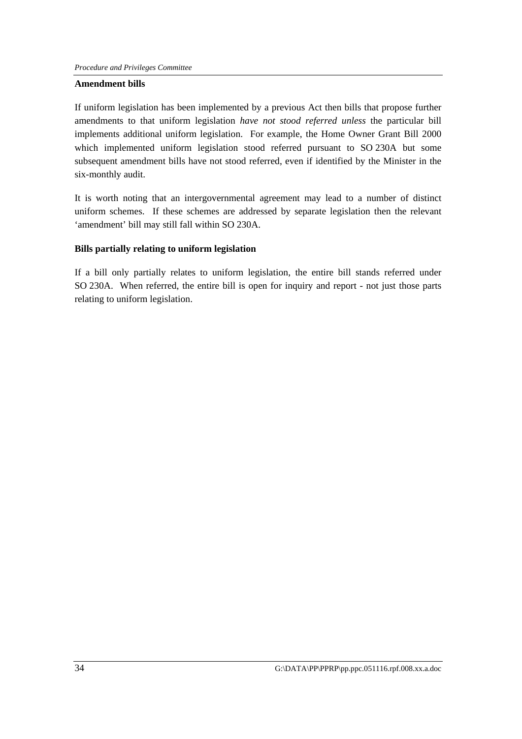**Amendment bills**

If uniform legislation has been implemented by a previous Act then bills that propose further amendments to that uniform legislation *have not stood referred unless* the particular bill implements additional uniform legislation. For example, the Home Owner Grant Bill 2000 which implemented uniform legislation stood referred pursuant to SO 230A but some subsequent amendment bills have not stood referred, even if identified by the Minister in the six-monthly audit.

It is worth noting that an intergovernmental agreement may lead to a number of distinct uniform schemes. If these schemes are addressed by separate legislation then the relevant 'amendment' bill may still fall within SO 230A.

**Bills partially relating to uniform legislation**

If a bill only partially relates to uniform legislation, the entire bill stands referred under SO 230A. When referred, the entire bill is open for inquiry and report - not just those parts relating to uniform legislation.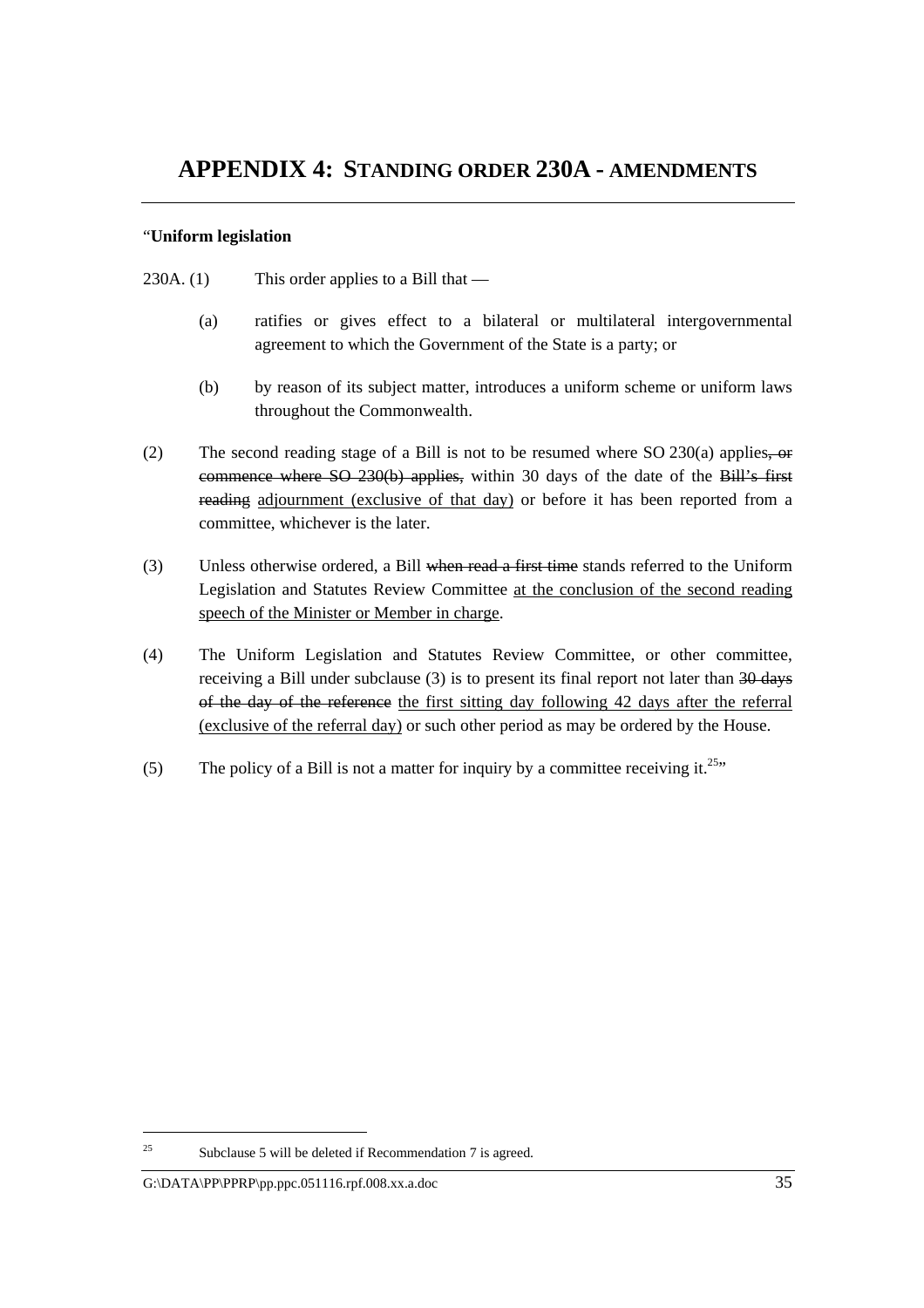# APPENDIX 4: STANDING ORDER 230A - AMENDMENTS

"**Uniform legislation**

230A. (1) This order applies to a Bill that —

(a) ratifies or gives effect to a bilateral or multilateral intergovernmental agreement to which the Government of the State is a party; or

(b) by reason of its subject matter, introduces a uniform scheme or uniform laws throughout the Commonwealth.

(2) The second reading stage of a Bill is not to be resumed where SO 230(a) applies~~, or commence where SO 230(b) applies,~~ within 30 days of the date of the ~~Bill's first reading~~ <u>adjournment (exclusive of that day)</u> or before it has been reported from a committee, whichever is the later.

(3) Unless otherwise ordered, a Bill ~~when read a first time~~ stands referred to the Uniform Legislation and Statutes Review Committee <u>at the conclusion of the second reading speech of the Minister or Member in charge</u>.

(4) The Uniform Legislation and Statutes Review Committee, or other committee, receiving a Bill under subclause (3) is to present its final report not later than ~~30 days of the day of the reference~~ <u>the first sitting day following 42 days after the referral (exclusive of the referral day)</u> or such other period as may be ordered by the House.

(5) The policy of a Bill is not a matter for inquiry by a committee receiving it.[25]"

---

[25] Subclause 5 will be deleted if Recommendation 7 is agreed.